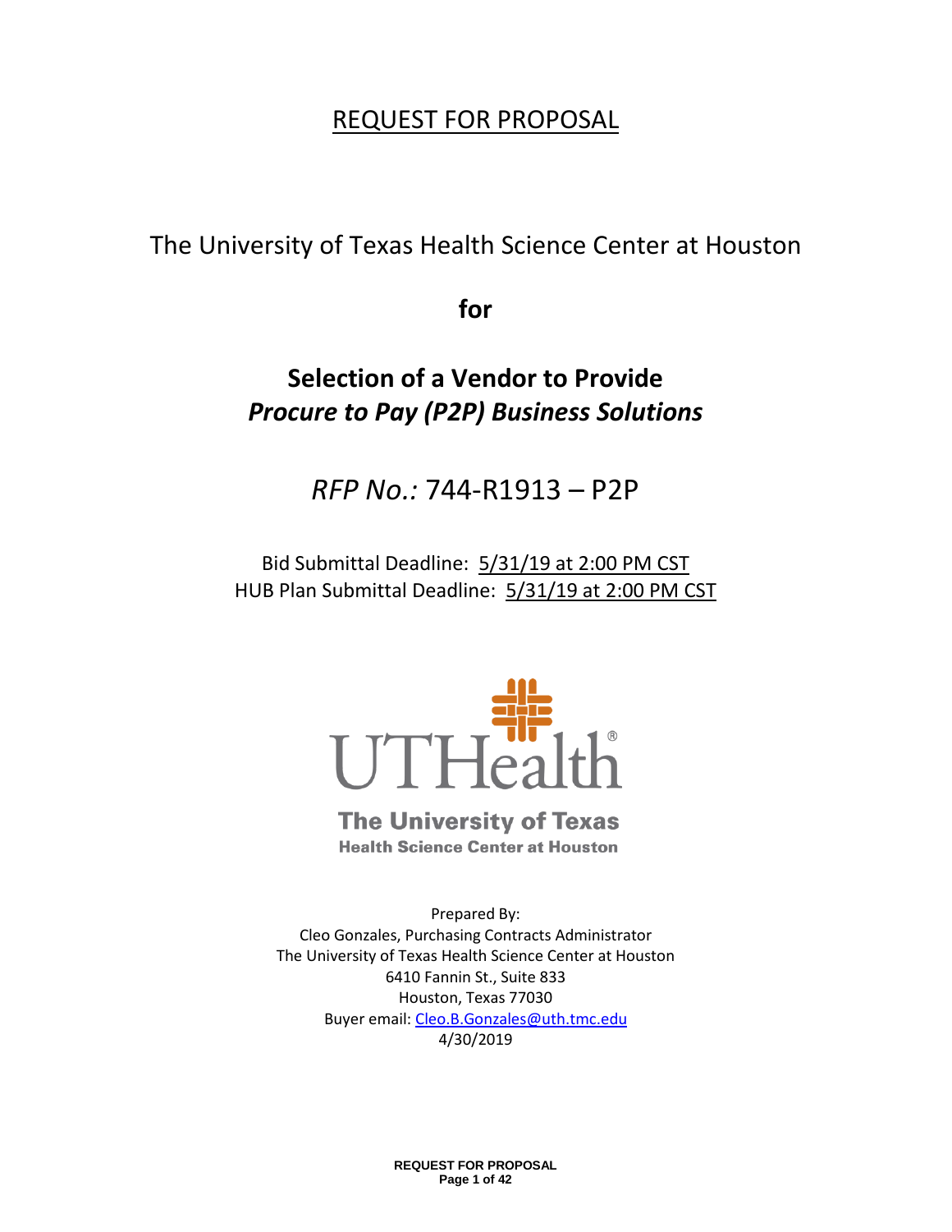# REQUEST FOR PROPOSAL

The University of Texas Health Science Center at Houston

**for**

## Selection of a Vendor to Provide *Procure to Pay (P2P) Business Solutions*

*RFP No.:* 744-R1913 – P2P

Bid Submittal Deadline: 5/31/19 at 2:00 PM CST
HUB Plan Submittal Deadline: 5/31/19 at 2:00 PM CST

UTHealth®
The University of Texas
Health Science Center at Houston

Prepared By:
Cleo Gonzales, Purchasing Contracts Administrator
The University of Texas Health Science Center at Houston
6410 Fannin St., Suite 833
Houston, Texas 77030
Buyer email: Cleo.B.Gonzales@uth.tmc.edu
4/30/2019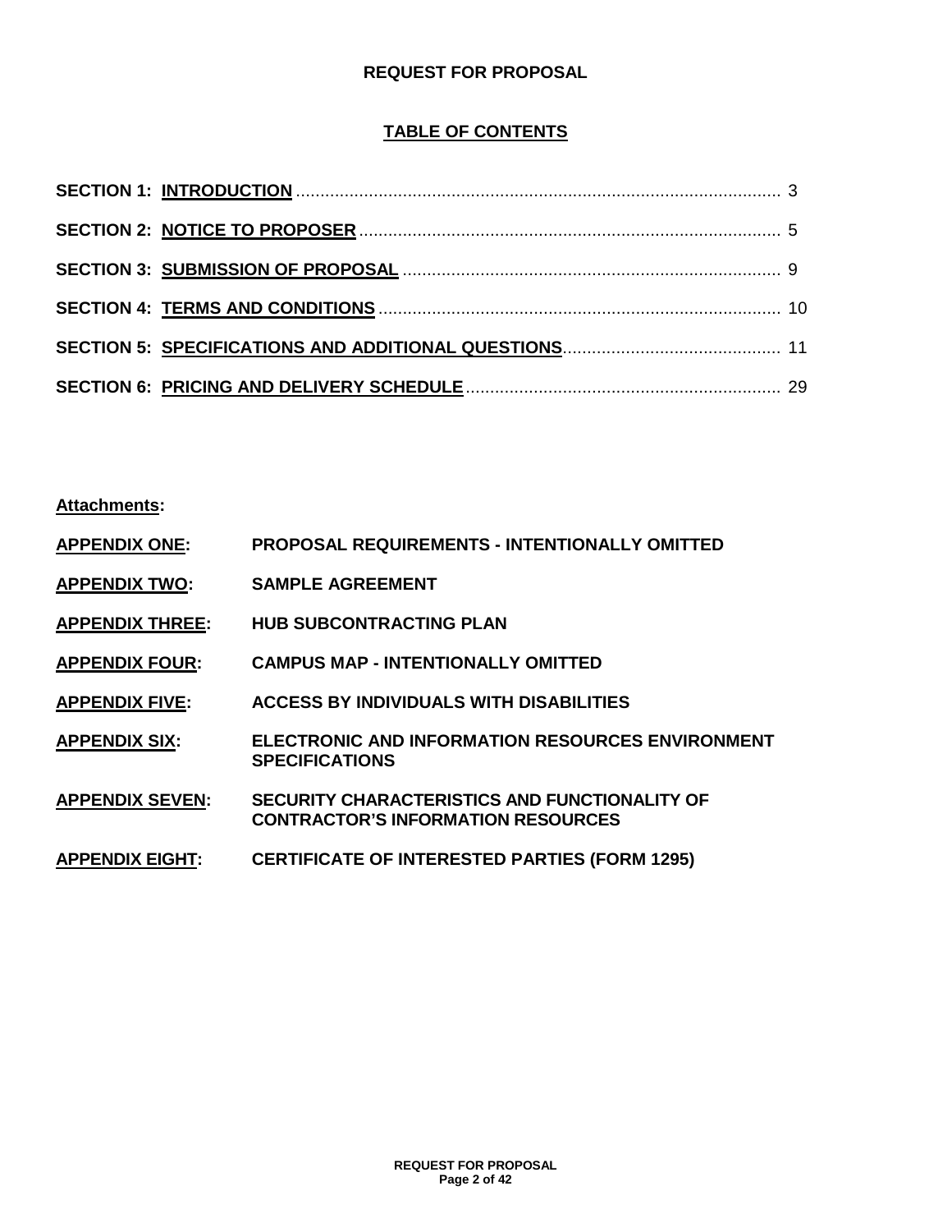**REQUEST FOR PROPOSAL**

## TABLE OF CONTENTS

**SECTION 1: INTRODUCTION** .................................................................................................... 3

**SECTION 2: NOTICE TO PROPOSER** ...................................................................................... 5

**SECTION 3: SUBMISSION OF PROPOSAL** ............................................................................. 9

**SECTION 4: TERMS AND CONDITIONS** .................................................................................. 10

**SECTION 5: SPECIFICATIONS AND ADDITIONAL QUESTIONS** ............................................ 11

**SECTION 6: PRICING AND DELIVERY SCHEDULE** ................................................................ 29

**Attachments:**

**APPENDIX ONE:** **PROPOSAL REQUIREMENTS - INTENTIONALLY OMITTED**

**APPENDIX TWO:** **SAMPLE AGREEMENT**

**APPENDIX THREE:** **HUB SUBCONTRACTING PLAN**

**APPENDIX FOUR:** **CAMPUS MAP - INTENTIONALLY OMITTED**

**APPENDIX FIVE:** **ACCESS BY INDIVIDUALS WITH DISABILITIES**

**APPENDIX SIX:** **ELECTRONIC AND INFORMATION RESOURCES ENVIRONMENT SPECIFICATIONS**

**APPENDIX SEVEN:** **SECURITY CHARACTERISTICS AND FUNCTIONALITY OF CONTRACTOR'S INFORMATION RESOURCES**

**APPENDIX EIGHT:** **CERTIFICATE OF INTERESTED PARTIES (FORM 1295)**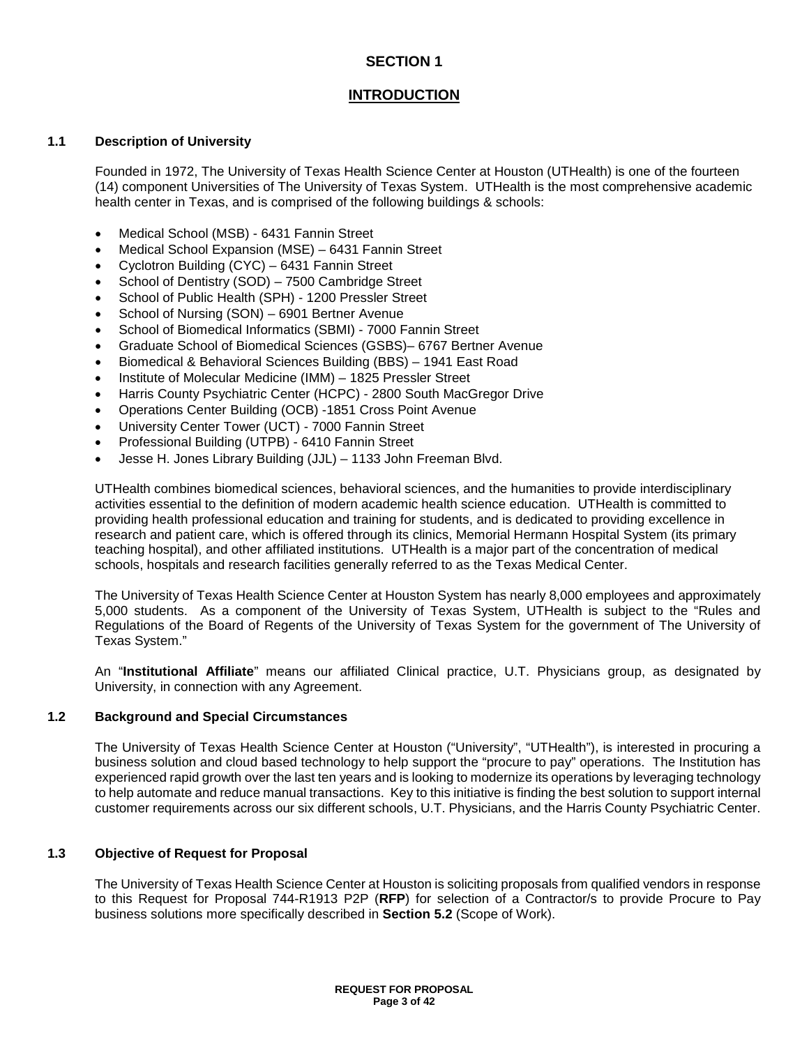# SECTION 1

## INTRODUCTION

### 1.1 Description of University

Founded in 1972, The University of Texas Health Science Center at Houston (UTHealth) is one of the fourteen (14) component Universities of The University of Texas System. UTHealth is the most comprehensive academic health center in Texas, and is comprised of the following buildings & schools:

- Medical School (MSB) - 6431 Fannin Street
- Medical School Expansion (MSE) – 6431 Fannin Street
- Cyclotron Building (CYC) – 6431 Fannin Street
- School of Dentistry (SOD) – 7500 Cambridge Street
- School of Public Health (SPH) - 1200 Pressler Street
- School of Nursing (SON) – 6901 Bertner Avenue
- School of Biomedical Informatics (SBMI) - 7000 Fannin Street
- Graduate School of Biomedical Sciences (GSBS)– 6767 Bertner Avenue
- Biomedical & Behavioral Sciences Building (BBS) – 1941 East Road
- Institute of Molecular Medicine (IMM) – 1825 Pressler Street
- Harris County Psychiatric Center (HCPC) - 2800 South MacGregor Drive
- Operations Center Building (OCB) -1851 Cross Point Avenue
- University Center Tower (UCT) - 7000 Fannin Street
- Professional Building (UTPB) - 6410 Fannin Street
- Jesse H. Jones Library Building (JJL) – 1133 John Freeman Blvd.

UTHealth combines biomedical sciences, behavioral sciences, and the humanities to provide interdisciplinary activities essential to the definition of modern academic health science education. UTHealth is committed to providing health professional education and training for students, and is dedicated to providing excellence in research and patient care, which is offered through its clinics, Memorial Hermann Hospital System (its primary teaching hospital), and other affiliated institutions. UTHealth is a major part of the concentration of medical schools, hospitals and research facilities generally referred to as the Texas Medical Center.

The University of Texas Health Science Center at Houston System has nearly 8,000 employees and approximately 5,000 students. As a component of the University of Texas System, UTHealth is subject to the "Rules and Regulations of the Board of Regents of the University of Texas System for the government of The University of Texas System."

An "**Institutional Affiliate**" means our affiliated Clinical practice, U.T. Physicians group, as designated by University, in connection with any Agreement.

### 1.2 Background and Special Circumstances

The University of Texas Health Science Center at Houston ("University", "UTHealth"), is interested in procuring a business solution and cloud based technology to help support the "procure to pay" operations. The Institution has experienced rapid growth over the last ten years and is looking to modernize its operations by leveraging technology to help automate and reduce manual transactions. Key to this initiative is finding the best solution to support internal customer requirements across our six different schools, U.T. Physicians, and the Harris County Psychiatric Center.

### 1.3 Objective of Request for Proposal

The University of Texas Health Science Center at Houston is soliciting proposals from qualified vendors in response to this Request for Proposal 744-R1913 P2P (**RFP**) for selection of a Contractor/s to provide Procure to Pay business solutions more specifically described in **Section 5.2** (Scope of Work).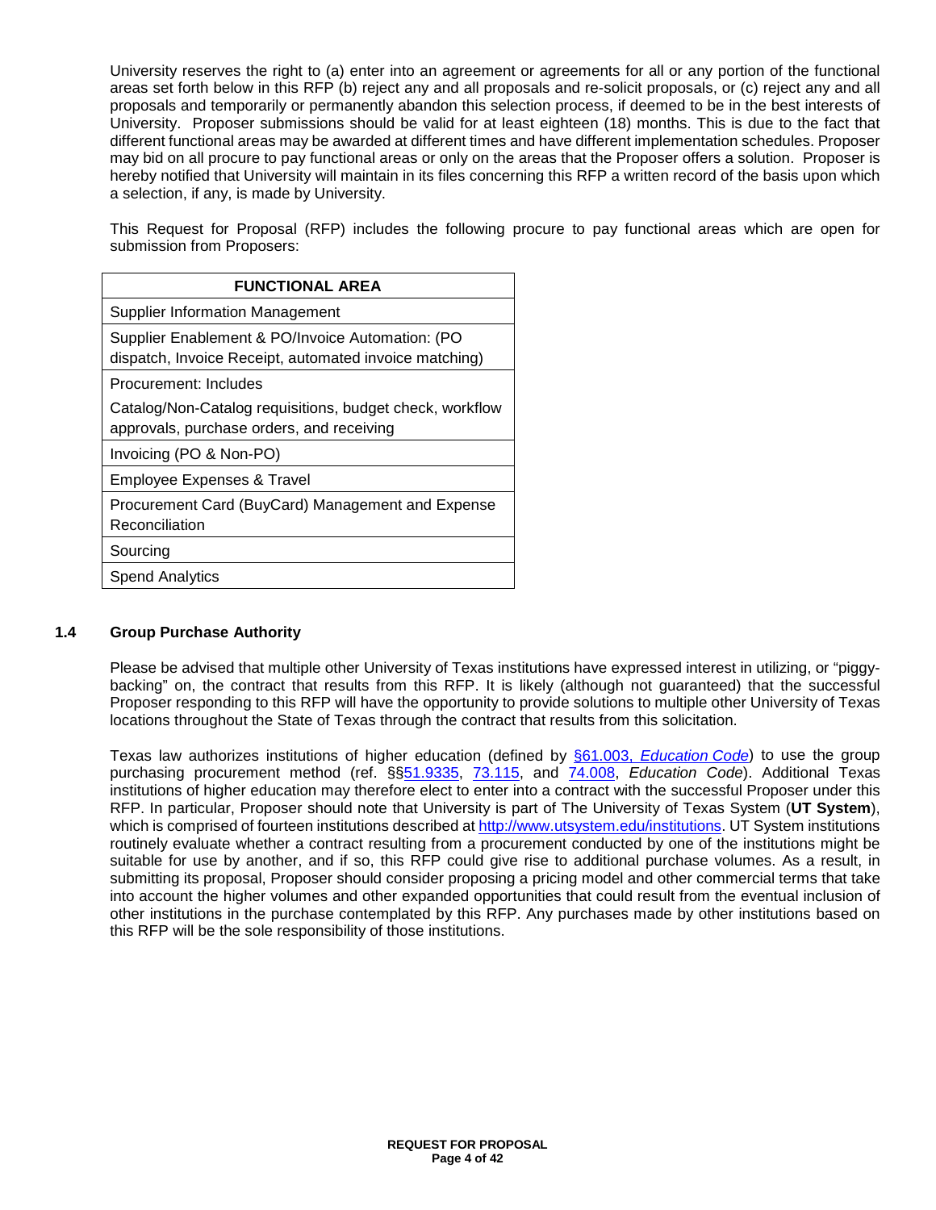University reserves the right to (a) enter into an agreement or agreements for all or any portion of the functional areas set forth below in this RFP (b) reject any and all proposals and re-solicit proposals, or (c) reject any and all proposals and temporarily or permanently abandon this selection process, if deemed to be in the best interests of University. Proposer submissions should be valid for at least eighteen (18) months. This is due to the fact that different functional areas may be awarded at different times and have different implementation schedules. Proposer may bid on all procure to pay functional areas or only on the areas that the Proposer offers a solution. Proposer is hereby notified that University will maintain in its files concerning this RFP a written record of the basis upon which a selection, if any, is made by University.

This Request for Proposal (RFP) includes the following procure to pay functional areas which are open for submission from Proposers:

| FUNCTIONAL AREA |
|---|
| Supplier Information Management |
| Supplier Enablement & PO/Invoice Automation: (PO dispatch, Invoice Receipt, automated invoice matching) |
| Procurement: Includes<br>Catalog/Non-Catalog requisitions, budget check, workflow approvals, purchase orders, and receiving |
| Invoicing (PO & Non-PO) |
| Employee Expenses & Travel |
| Procurement Card (BuyCard) Management and Expense Reconciliation |
| Sourcing |
| Spend Analytics |

### 1.4 Group Purchase Authority

Please be advised that multiple other University of Texas institutions have expressed interest in utilizing, or "piggy-backing" on, the contract that results from this RFP. It is likely (although not guaranteed) that the successful Proposer responding to this RFP will have the opportunity to provide solutions to multiple other University of Texas locations throughout the State of Texas through the contract that results from this solicitation.

Texas law authorizes institutions of higher education (defined by §61.003, *Education Code*) to use the group purchasing procurement method (ref. §§51.9335, 73.115, and 74.008, *Education Code*). Additional Texas institutions of higher education may therefore elect to enter into a contract with the successful Proposer under this RFP. In particular, Proposer should note that University is part of The University of Texas System (**UT System**), which is comprised of fourteen institutions described at http://www.utsystem.edu/institutions. UT System institutions routinely evaluate whether a contract resulting from a procurement conducted by one of the institutions might be suitable for use by another, and if so, this RFP could give rise to additional purchase volumes. As a result, in submitting its proposal, Proposer should consider proposing a pricing model and other commercial terms that take into account the higher volumes and other expanded opportunities that could result from the eventual inclusion of other institutions in the purchase contemplated by this RFP. Any purchases made by other institutions based on this RFP will be the sole responsibility of those institutions.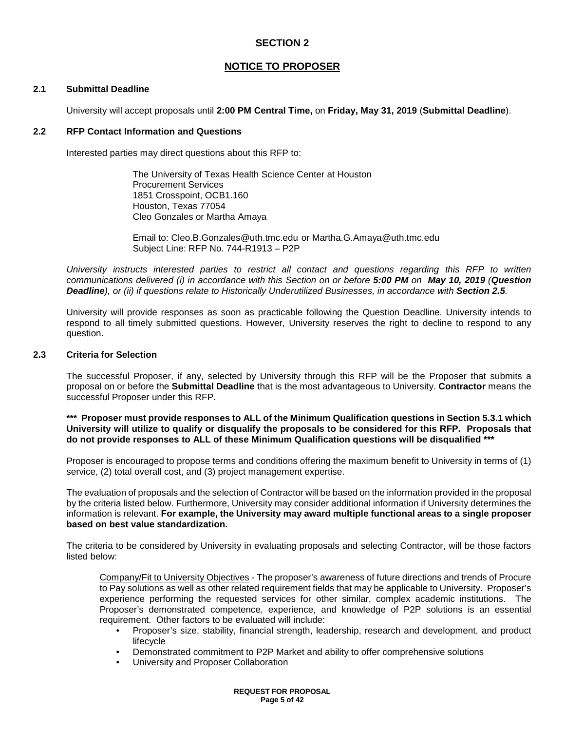# SECTION 2

## NOTICE TO PROPOSER

### 2.1 Submittal Deadline

University will accept proposals until **2:00 PM Central Time,** on **Friday, May 31, 2019** (**Submittal Deadline**).

### 2.2 RFP Contact Information and Questions

Interested parties may direct questions about this RFP to:

The University of Texas Health Science Center at Houston
Procurement Services
1851 Crosspoint, OCB1.160
Houston, Texas 77054
Cleo Gonzales or Martha Amaya

Email to: Cleo.B.Gonzales@uth.tmc.edu or Martha.G.Amaya@uth.tmc.edu
Subject Line: RFP No. 744-R1913 – P2P

*University instructs interested parties to restrict all contact and questions regarding this RFP to written communications delivered (i) in accordance with this Section on or before **5:00 PM** on **May 10, 2019** (**Question Deadline**), or (ii) if questions relate to Historically Underutilized Businesses, in accordance with **Section 2.5**.*

University will provide responses as soon as practicable following the Question Deadline. University intends to respond to all timely submitted questions. However, University reserves the right to decline to respond to any question.

### 2.3 Criteria for Selection

The successful Proposer, if any, selected by University through this RFP will be the Proposer that submits a proposal on or before the **Submittal Deadline** that is the most advantageous to University. **Contractor** means the successful Proposer under this RFP.

**\*\*\* Proposer must provide responses to ALL of the Minimum Qualification questions in Section 5.3.1 which University will utilize to qualify or disqualify the proposals to be considered for this RFP. Proposals that do not provide responses to ALL of these Minimum Qualification questions will be disqualified \*\*\***

Proposer is encouraged to propose terms and conditions offering the maximum benefit to University in terms of (1) service, (2) total overall cost, and (3) project management expertise.

The evaluation of proposals and the selection of Contractor will be based on the information provided in the proposal by the criteria listed below. Furthermore, University may consider additional information if University determines the information is relevant. **For example, the University may award multiple functional areas to a single proposer based on best value standardization.**

The criteria to be considered by University in evaluating proposals and selecting Contractor, will be those factors listed below:

<u>Company/Fit to University Objectives</u> - The proposer's awareness of future directions and trends of Procure to Pay solutions as well as other related requirement fields that may be applicable to University. Proposer's experience performing the requested services for other similar, complex academic institutions. The Proposer's demonstrated competence, experience, and knowledge of P2P solutions is an essential requirement. Other factors to be evaluated will include:

- Proposer's size, stability, financial strength, leadership, research and development, and product lifecycle
- Demonstrated commitment to P2P Market and ability to offer comprehensive solutions
- University and Proposer Collaboration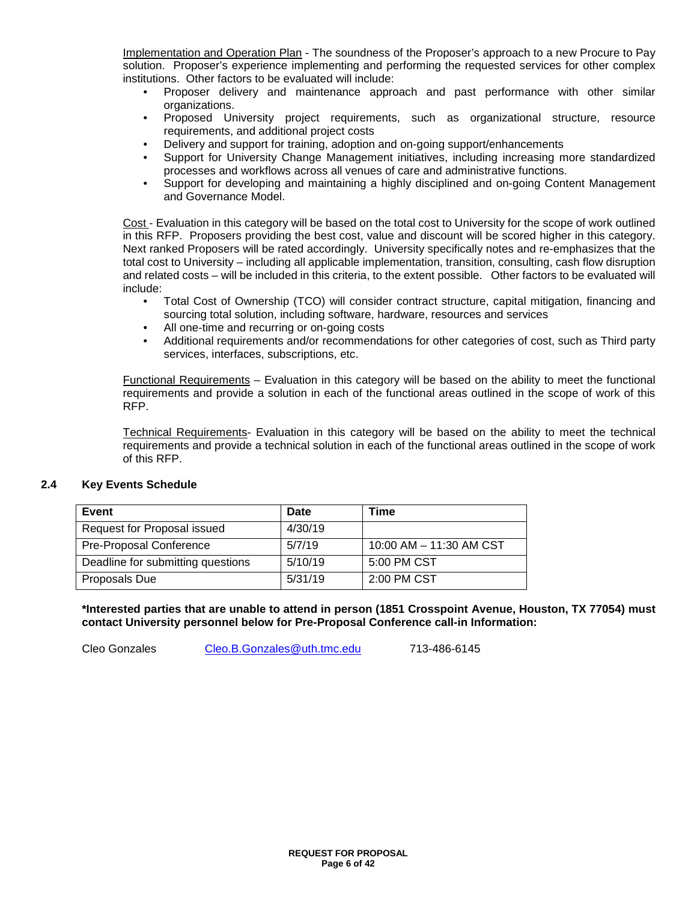Implementation and Operation Plan - The soundness of the Proposer's approach to a new Procure to Pay solution. Proposer's experience implementing and performing the requested services for other complex institutions. Other factors to be evaluated will include:

- Proposer delivery and maintenance approach and past performance with other similar organizations.
- Proposed University project requirements, such as organizational structure, resource requirements, and additional project costs
- Delivery and support for training, adoption and on-going support/enhancements
- Support for University Change Management initiatives, including increasing more standardized processes and workflows across all venues of care and administrative functions.
- Support for developing and maintaining a highly disciplined and on-going Content Management and Governance Model.

Cost - Evaluation in this category will be based on the total cost to University for the scope of work outlined in this RFP. Proposers providing the best cost, value and discount will be scored higher in this category. Next ranked Proposers will be rated accordingly. University specifically notes and re-emphasizes that the total cost to University – including all applicable implementation, transition, consulting, cash flow disruption and related costs – will be included in this criteria, to the extent possible. Other factors to be evaluated will include:

- Total Cost of Ownership (TCO) will consider contract structure, capital mitigation, financing and sourcing total solution, including software, hardware, resources and services
- All one-time and recurring or on-going costs
- Additional requirements and/or recommendations for other categories of cost, such as Third party services, interfaces, subscriptions, etc.

Functional Requirements – Evaluation in this category will be based on the ability to meet the functional requirements and provide a solution in each of the functional areas outlined in the scope of work of this RFP.

Technical Requirements- Evaluation in this category will be based on the ability to meet the technical requirements and provide a technical solution in each of the functional areas outlined in the scope of work of this RFP.

### 2.4 Key Events Schedule

| Event | Date | Time |
|---|---|---|
| Request for Proposal issued | 4/30/19 | |
| Pre-Proposal Conference | 5/7/19 | 10:00 AM – 11:30 AM CST |
| Deadline for submitting questions | 5/10/19 | 5:00 PM CST |
| Proposals Due | 5/31/19 | 2:00 PM CST |

**\*Interested parties that are unable to attend in person (1851 Crosspoint Avenue, Houston, TX 77054) must contact University personnel below for Pre-Proposal Conference call-in Information:**

Cleo Gonzales    Cleo.B.Gonzales@uth.tmc.edu    713-486-6145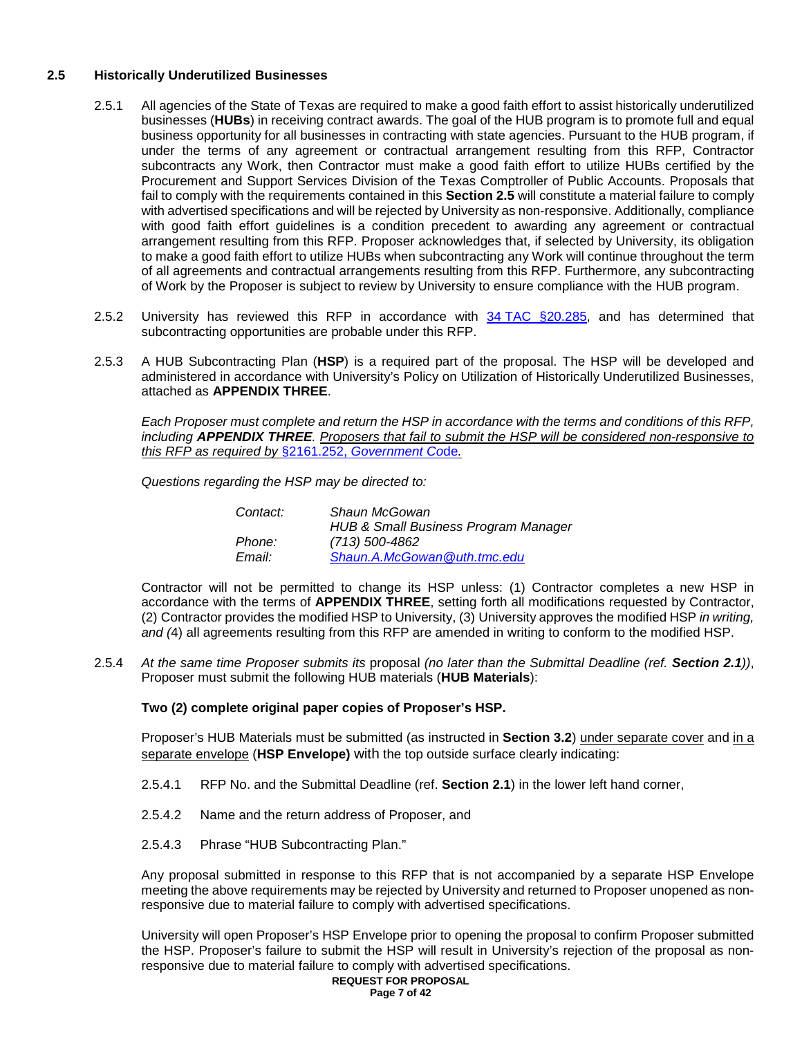## 2.5 Historically Underutilized Businesses

2.5.1 All agencies of the State of Texas are required to make a good faith effort to assist historically underutilized businesses (**HUBs**) in receiving contract awards. The goal of the HUB program is to promote full and equal business opportunity for all businesses in contracting with state agencies. Pursuant to the HUB program, if under the terms of any agreement or contractual arrangement resulting from this RFP, Contractor subcontracts any Work, then Contractor must make a good faith effort to utilize HUBs certified by the Procurement and Support Services Division of the Texas Comptroller of Public Accounts. Proposals that fail to comply with the requirements contained in this **Section 2.5** will constitute a material failure to comply with advertised specifications and will be rejected by University as non-responsive. Additionally, compliance with good faith effort guidelines is a condition precedent to awarding any agreement or contractual arrangement resulting from this RFP. Proposer acknowledges that, if selected by University, its obligation to make a good faith effort to utilize HUBs when subcontracting any Work will continue throughout the term of all agreements and contractual arrangements resulting from this RFP. Furthermore, any subcontracting of Work by the Proposer is subject to review by University to ensure compliance with the HUB program.

2.5.2 University has reviewed this RFP in accordance with 34 TAC §20.285, and has determined that subcontracting opportunities are probable under this RFP.

2.5.3 A HUB Subcontracting Plan (**HSP**) is a required part of the proposal. The HSP will be developed and administered in accordance with University's Policy on Utilization of Historically Underutilized Businesses, attached as **APPENDIX THREE**.

*Each Proposer must complete and return the HSP in accordance with the terms and conditions of this RFP, including **APPENDIX THREE**. Proposers that fail to submit the HSP will be considered non-responsive to this RFP as required by §2161.252, Government Code.*

*Questions regarding the HSP may be directed to:*

*Contact:* *Shaun McGowan*
*HUB & Small Business Program Manager*
*Phone:* *(713) 500-4862*
*Email:* *Shaun.A.McGowan@uth.tmc.edu*

Contractor will not be permitted to change its HSP unless: (1) Contractor completes a new HSP in accordance with the terms of **APPENDIX THREE**, setting forth all modifications requested by Contractor, (2) Contractor provides the modified HSP to University, (3) University approves the modified HSP *in writing, and (*4) all agreements resulting from this RFP are amended in writing to conform to the modified HSP.

2.5.4 *At the same time Proposer submits its* proposal *(no later than the Submittal Deadline (ref. **Section 2.1**))*, Proposer must submit the following HUB materials (**HUB Materials**):

**Two (2) complete original paper copies of Proposer's HSP.**

Proposer's HUB Materials must be submitted (as instructed in **Section 3.2**) under separate cover and in a separate envelope (**HSP Envelope)** with the top outside surface clearly indicating:

2.5.4.1 RFP No. and the Submittal Deadline (ref. **Section 2.1**) in the lower left hand corner,

2.5.4.2 Name and the return address of Proposer, and

2.5.4.3 Phrase "HUB Subcontracting Plan."

Any proposal submitted in response to this RFP that is not accompanied by a separate HSP Envelope meeting the above requirements may be rejected by University and returned to Proposer unopened as non-responsive due to material failure to comply with advertised specifications.

University will open Proposer's HSP Envelope prior to opening the proposal to confirm Proposer submitted the HSP. Proposer's failure to submit the HSP will result in University's rejection of the proposal as non-responsive due to material failure to comply with advertised specifications.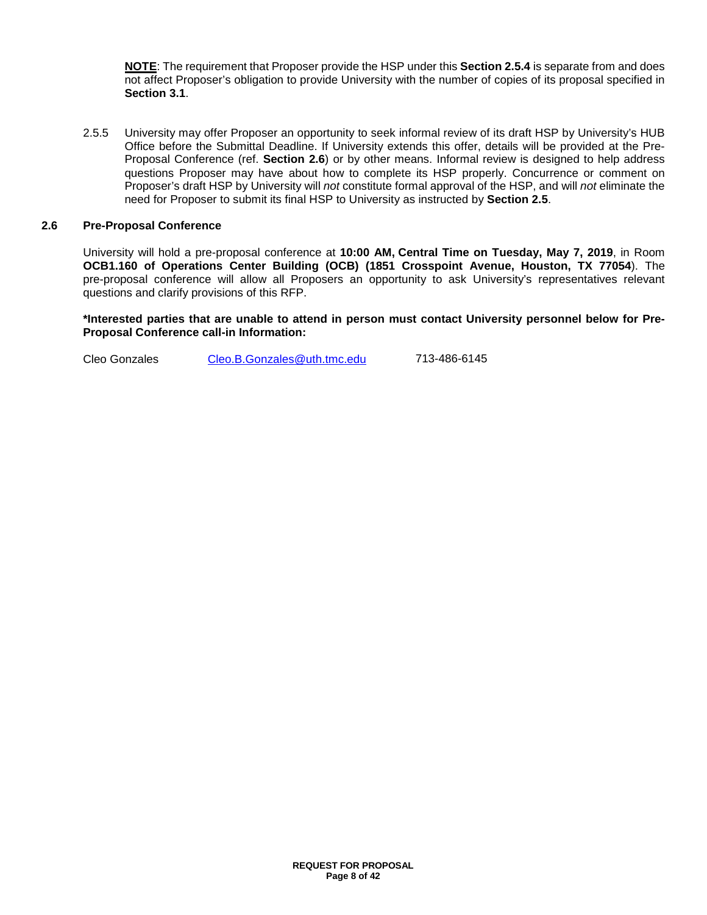**NOTE**: The requirement that Proposer provide the HSP under this **Section 2.5.4** is separate from and does not affect Proposer's obligation to provide University with the number of copies of its proposal specified in **Section 3.1**.

2.5.5 University may offer Proposer an opportunity to seek informal review of its draft HSP by University's HUB Office before the Submittal Deadline. If University extends this offer, details will be provided at the Pre-Proposal Conference (ref. **Section 2.6**) or by other means. Informal review is designed to help address questions Proposer may have about how to complete its HSP properly. Concurrence or comment on Proposer's draft HSP by University will *not* constitute formal approval of the HSP, and will *not* eliminate the need for Proposer to submit its final HSP to University as instructed by **Section 2.5**.

### 2.6 Pre-Proposal Conference

University will hold a pre-proposal conference at **10:00 AM, Central Time on Tuesday, May 7, 2019**, in Room **OCB1.160 of Operations Center Building (OCB) (1851 Crosspoint Avenue, Houston, TX 77054**). The pre-proposal conference will allow all Proposers an opportunity to ask University's representatives relevant questions and clarify provisions of this RFP.

**\*Interested parties that are unable to attend in person must contact University personnel below for Pre-Proposal Conference call-in Information:**

Cleo Gonzales Cleo.B.Gonzales@uth.tmc.edu 713-486-6145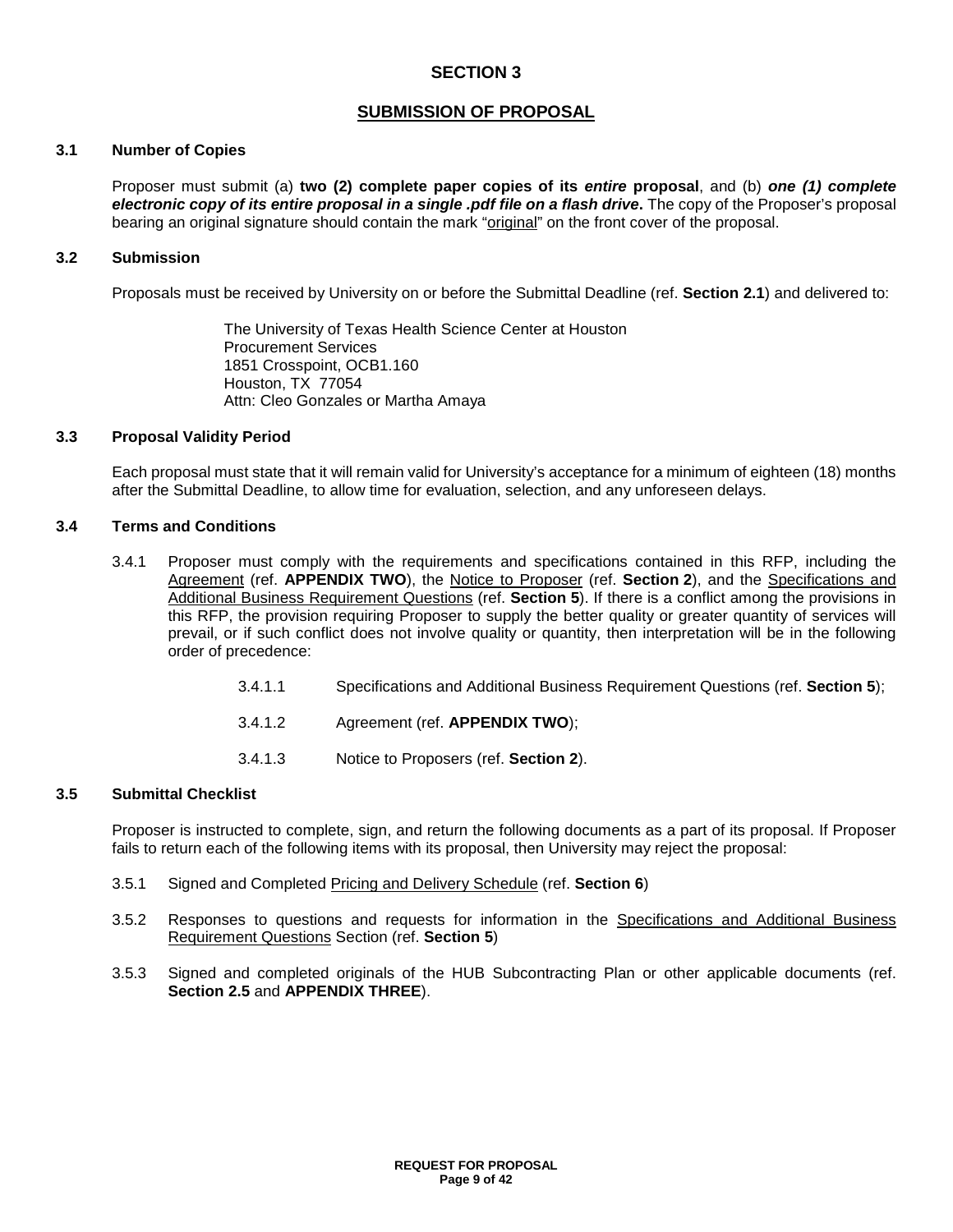# SECTION 3

## SUBMISSION OF PROPOSAL

### 3.1 Number of Copies

Proposer must submit (a) **two (2) complete paper copies of its *entire* proposal**, and (b) ***one (1) complete electronic copy of its entire proposal in a single .pdf file on a flash drive*.** The copy of the Proposer's proposal bearing an original signature should contain the mark "original" on the front cover of the proposal.

### 3.2 Submission

Proposals must be received by University on or before the Submittal Deadline (ref. **Section 2.1**) and delivered to:

The University of Texas Health Science Center at Houston
Procurement Services
1851 Crosspoint, OCB1.160
Houston, TX 77054
Attn: Cleo Gonzales or Martha Amaya

### 3.3 Proposal Validity Period

Each proposal must state that it will remain valid for University's acceptance for a minimum of eighteen (18) months after the Submittal Deadline, to allow time for evaluation, selection, and any unforeseen delays.

### 3.4 Terms and Conditions

3.4.1 Proposer must comply with the requirements and specifications contained in this RFP, including the Agreement (ref. **APPENDIX TWO**), the Notice to Proposer (ref. **Section 2**), and the Specifications and Additional Business Requirement Questions (ref. **Section 5**). If there is a conflict among the provisions in this RFP, the provision requiring Proposer to supply the better quality or greater quantity of services will prevail, or if such conflict does not involve quality or quantity, then interpretation will be in the following order of precedence:

3.4.1.1 Specifications and Additional Business Requirement Questions (ref. **Section 5**);

3.4.1.2 Agreement (ref. **APPENDIX TWO**);

3.4.1.3 Notice to Proposers (ref. **Section 2**).

### 3.5 Submittal Checklist

Proposer is instructed to complete, sign, and return the following documents as a part of its proposal. If Proposer fails to return each of the following items with its proposal, then University may reject the proposal:

3.5.1 Signed and Completed Pricing and Delivery Schedule (ref. **Section 6**)

3.5.2 Responses to questions and requests for information in the Specifications and Additional Business Requirement Questions Section (ref. **Section 5**)

3.5.3 Signed and completed originals of the HUB Subcontracting Plan or other applicable documents (ref. **Section 2.5** and **APPENDIX THREE**).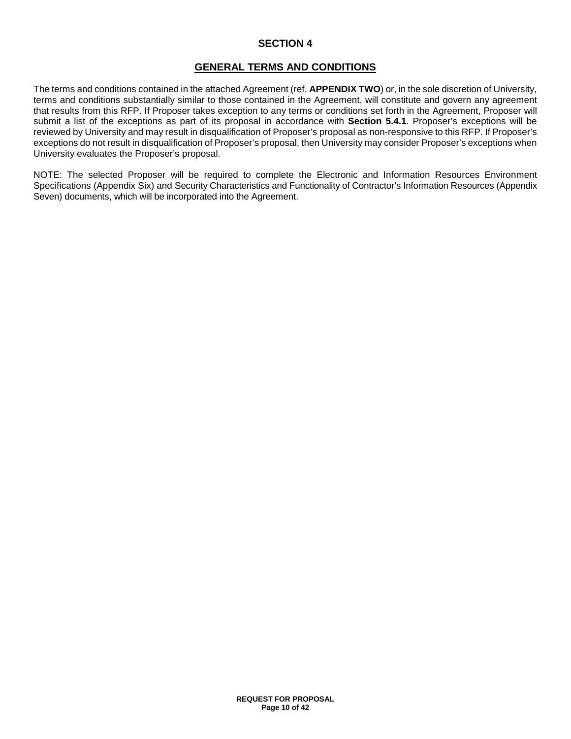# SECTION 4

## GENERAL TERMS AND CONDITIONS

The terms and conditions contained in the attached Agreement (ref. **APPENDIX TWO**) or, in the sole discretion of University, terms and conditions substantially similar to those contained in the Agreement, will constitute and govern any agreement that results from this RFP. If Proposer takes exception to any terms or conditions set forth in the Agreement, Proposer will submit a list of the exceptions as part of its proposal in accordance with **Section 5.4.1**. Proposer's exceptions will be reviewed by University and may result in disqualification of Proposer's proposal as non-responsive to this RFP. If Proposer's exceptions do not result in disqualification of Proposer's proposal, then University may consider Proposer's exceptions when University evaluates the Proposer's proposal.

NOTE: The selected Proposer will be required to complete the Electronic and Information Resources Environment Specifications (Appendix Six) and Security Characteristics and Functionality of Contractor's Information Resources (Appendix Seven) documents, which will be incorporated into the Agreement.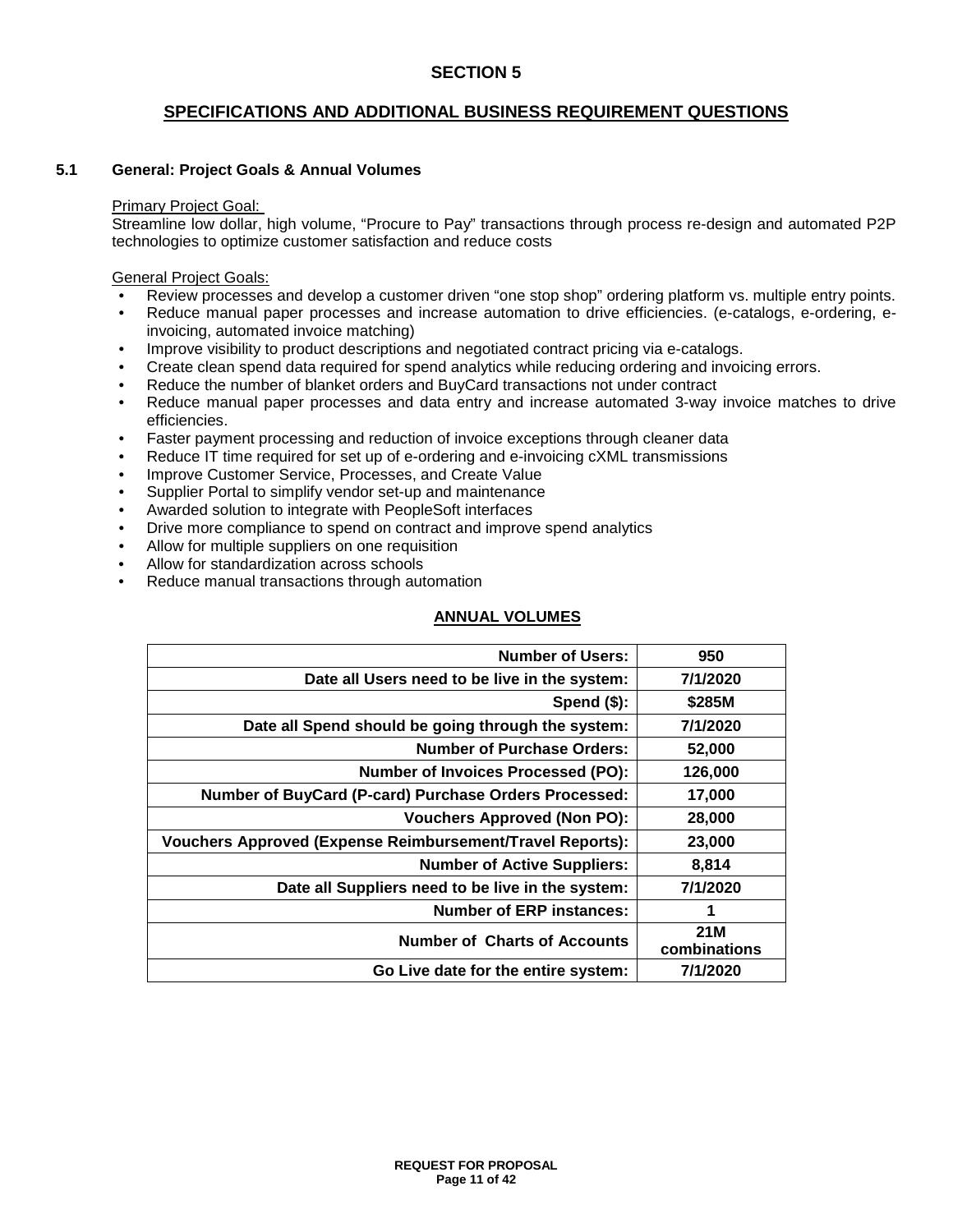# SECTION 5

## SPECIFICATIONS AND ADDITIONAL BUSINESS REQUIREMENT QUESTIONS

### 5.1 General: Project Goals & Annual Volumes

Primary Project Goal:

Streamline low dollar, high volume, "Procure to Pay" transactions through process re-design and automated P2P technologies to optimize customer satisfaction and reduce costs

General Project Goals:

- Review processes and develop a customer driven "one stop shop" ordering platform vs. multiple entry points.
- Reduce manual paper processes and increase automation to drive efficiencies. (e-catalogs, e-ordering, e-invoicing, automated invoice matching)
- Improve visibility to product descriptions and negotiated contract pricing via e-catalogs.
- Create clean spend data required for spend analytics while reducing ordering and invoicing errors.
- Reduce the number of blanket orders and BuyCard transactions not under contract
- Reduce manual paper processes and data entry and increase automated 3-way invoice matches to drive efficiencies.
- Faster payment processing and reduction of invoice exceptions through cleaner data
- Reduce IT time required for set up of e-ordering and e-invoicing cXML transmissions
- Improve Customer Service, Processes, and Create Value
- Supplier Portal to simplify vendor set-up and maintenance
- Awarded solution to integrate with PeopleSoft interfaces
- Drive more compliance to spend on contract and improve spend analytics
- Allow for multiple suppliers on one requisition
- Allow for standardization across schools
- Reduce manual transactions through automation

**ANNUAL VOLUMES**

| | |
|---:|:---:|
| **Number of Users:** | **950** |
| **Date all Users need to be live in the system:** | **7/1/2020** |
| **Spend ($):** | **$285M** |
| **Date all Spend should be going through the system:** | **7/1/2020** |
| **Number of Purchase Orders:** | **52,000** |
| **Number of Invoices Processed (PO):** | **126,000** |
| **Number of BuyCard (P-card) Purchase Orders Processed:** | **17,000** |
| **Vouchers Approved (Non PO):** | **28,000** |
| **Vouchers Approved (Expense Reimbursement/Travel Reports):** | **23,000** |
| **Number of Active Suppliers:** | **8,814** |
| **Date all Suppliers need to be live in the system:** | **7/1/2020** |
| **Number of ERP instances:** | **1** |
| **Number of Charts of Accounts** | **21M combinations** |
| **Go Live date for the entire system:** | **7/1/2020** |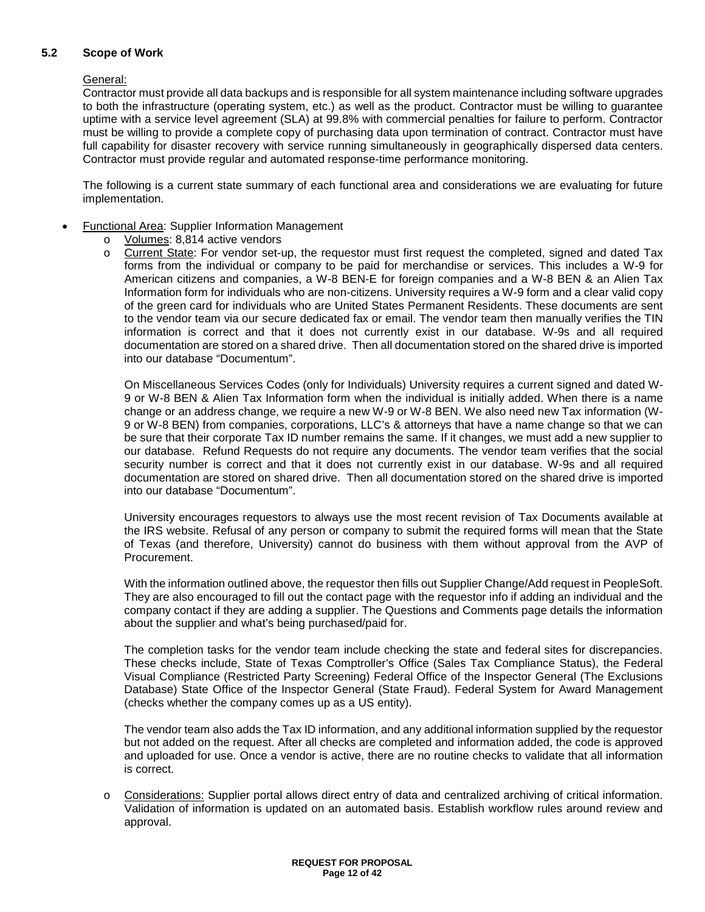## 5.2 Scope of Work

General:

Contractor must provide all data backups and is responsible for all system maintenance including software upgrades to both the infrastructure (operating system, etc.) as well as the product. Contractor must be willing to guarantee uptime with a service level agreement (SLA) at 99.8% with commercial penalties for failure to perform. Contractor must be willing to provide a complete copy of purchasing data upon termination of contract. Contractor must have full capability for disaster recovery with service running simultaneously in geographically dispersed data centers. Contractor must provide regular and automated response-time performance monitoring.

The following is a current state summary of each functional area and considerations we are evaluating for future implementation.

- Functional Area: Supplier Information Management
  - Volumes: 8,814 active vendors
  - Current State: For vendor set-up, the requestor must first request the completed, signed and dated Tax forms from the individual or company to be paid for merchandise or services. This includes a W-9 for American citizens and companies, a W-8 BEN-E for foreign companies and a W-8 BEN & an Alien Tax Information form for individuals who are non-citizens. University requires a W-9 form and a clear valid copy of the green card for individuals who are United States Permanent Residents. These documents are sent to the vendor team via our secure dedicated fax or email. The vendor team then manually verifies the TIN information is correct and that it does not currently exist in our database. W-9s and all required documentation are stored on a shared drive. Then all documentation stored on the shared drive is imported into our database "Documentum".

    On Miscellaneous Services Codes (only for Individuals) University requires a current signed and dated W-9 or W-8 BEN & Alien Tax Information form when the individual is initially added. When there is a name change or an address change, we require a new W-9 or W-8 BEN. We also need new Tax information (W-9 or W-8 BEN) from companies, corporations, LLC's & attorneys that have a name change so that we can be sure that their corporate Tax ID number remains the same. If it changes, we must add a new supplier to our database. Refund Requests do not require any documents. The vendor team verifies that the social security number is correct and that it does not currently exist in our database. W-9s and all required documentation are stored on shared drive. Then all documentation stored on the shared drive is imported into our database "Documentum".

    University encourages requestors to always use the most recent revision of Tax Documents available at the IRS website. Refusal of any person or company to submit the required forms will mean that the State of Texas (and therefore, University) cannot do business with them without approval from the AVP of Procurement.

    With the information outlined above, the requestor then fills out Supplier Change/Add request in PeopleSoft. They are also encouraged to fill out the contact page with the requestor info if adding an individual and the company contact if they are adding a supplier. The Questions and Comments page details the information about the supplier and what's being purchased/paid for.

    The completion tasks for the vendor team include checking the state and federal sites for discrepancies. These checks include, State of Texas Comptroller's Office (Sales Tax Compliance Status), the Federal Visual Compliance (Restricted Party Screening) Federal Office of the Inspector General (The Exclusions Database) State Office of the Inspector General (State Fraud). Federal System for Award Management (checks whether the company comes up as a US entity).

    The vendor team also adds the Tax ID information, and any additional information supplied by the requestor but not added on the request. After all checks are completed and information added, the code is approved and uploaded for use. Once a vendor is active, there are no routine checks to validate that all information is correct.
  - Considerations: Supplier portal allows direct entry of data and centralized archiving of critical information. Validation of information is updated on an automated basis. Establish workflow rules around review and approval.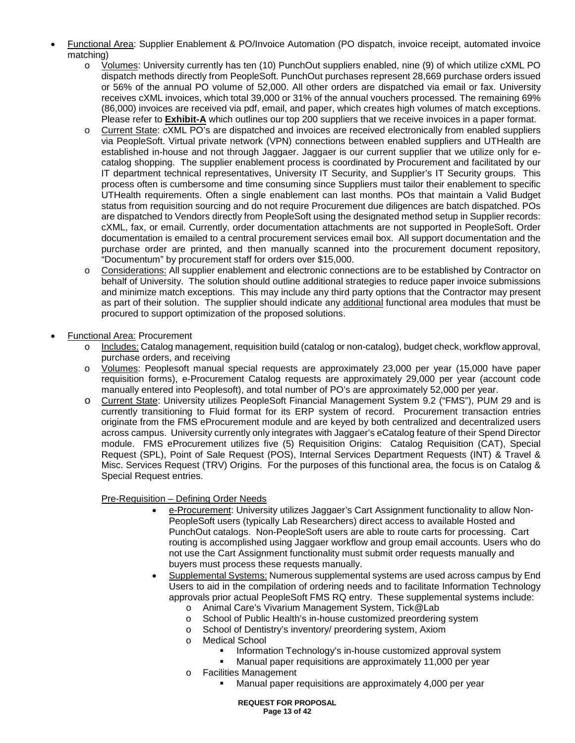- Functional Area: Supplier Enablement & PO/Invoice Automation (PO dispatch, invoice receipt, automated invoice matching)
  - Volumes: University currently has ten (10) PunchOut suppliers enabled, nine (9) of which utilize cXML PO dispatch methods directly from PeopleSoft. PunchOut purchases represent 28,669 purchase orders issued or 56% of the annual PO volume of 52,000. All other orders are dispatched via email or fax. University receives cXML invoices, which total 39,000 or 31% of the annual vouchers processed. The remaining 69% (86,000) invoices are received via pdf, email, and paper, which creates high volumes of match exceptions. Please refer to **Exhibit-A** which outlines our top 200 suppliers that we receive invoices in a paper format.
  - Current State: cXML PO's are dispatched and invoices are received electronically from enabled suppliers via PeopleSoft. Virtual private network (VPN) connections between enabled suppliers and UTHealth are established in-house and not through Jaggaer. Jaggaer is our current supplier that we utilize only for e-catalog shopping. The supplier enablement process is coordinated by Procurement and facilitated by our IT department technical representatives, University IT Security, and Supplier's IT Security groups. This process often is cumbersome and time consuming since Suppliers must tailor their enablement to specific UTHealth requirements. Often a single enablement can last months. POs that maintain a Valid Budget status from requisition sourcing and do not require Procurement due diligences are batch dispatched. POs are dispatched to Vendors directly from PeopleSoft using the designated method setup in Supplier records: cXML, fax, or email. Currently, order documentation attachments are not supported in PeopleSoft. Order documentation is emailed to a central procurement services email box. All support documentation and the purchase order are printed, and then manually scanned into the procurement document repository, "Documentum" by procurement staff for orders over $15,000.
  - Considerations: All supplier enablement and electronic connections are to be established by Contractor on behalf of University. The solution should outline additional strategies to reduce paper invoice submissions and minimize match exceptions. This may include any third party options that the Contractor may present as part of their solution. The supplier should indicate any additional functional area modules that must be procured to support optimization of the proposed solutions.

- Functional Area: Procurement
  - Includes: Catalog management, requisition build (catalog or non-catalog), budget check, workflow approval, purchase orders, and receiving
  - Volumes: Peoplesoft manual special requests are approximately 23,000 per year (15,000 have paper requisition forms), e-Procurement Catalog requests are approximately 29,000 per year (account code manually entered into Peoplesoft), and total number of PO's are approximately 52,000 per year.
  - Current State: University utilizes PeopleSoft Financial Management System 9.2 ("FMS"), PUM 29 and is currently transitioning to Fluid format for its ERP system of record. Procurement transaction entries originate from the FMS eProcurement module and are keyed by both centralized and decentralized users across campus. University currently only integrates with Jaggaer's eCatalog feature of their Spend Director module. FMS eProcurement utilizes five (5) Requisition Origins: Catalog Requisition (CAT), Special Request (SPL), Point of Sale Request (POS), Internal Services Department Requests (INT) & Travel & Misc. Services Request (TRV) Origins. For the purposes of this functional area, the focus is on Catalog & Special Request entries.

    Pre-Requisition – Defining Order Needs

    - e-Procurement: University utilizes Jaggaer's Cart Assignment functionality to allow Non-PeopleSoft users (typically Lab Researchers) direct access to available Hosted and PunchOut catalogs. Non-PeopleSoft users are able to route carts for processing. Cart routing is accomplished using Jaggaer workflow and group email accounts. Users who do not use the Cart Assignment functionality must submit order requests manually and buyers must process these requests manually.
    - Supplemental Systems: Numerous supplemental systems are used across campus by End Users to aid in the compilation of ordering needs and to facilitate Information Technology approvals prior actual PeopleSoft FMS RQ entry. These supplemental systems include:
      - Animal Care's Vivarium Management System, Tick@Lab
      - School of Public Health's in-house customized preordering system
      - School of Dentistry's inventory/ preordering system, Axiom
      - Medical School
        - Information Technology's in-house customized approval system
        - Manual paper requisitions are approximately 11,000 per year
      - Facilities Management
        - Manual paper requisitions are approximately 4,000 per year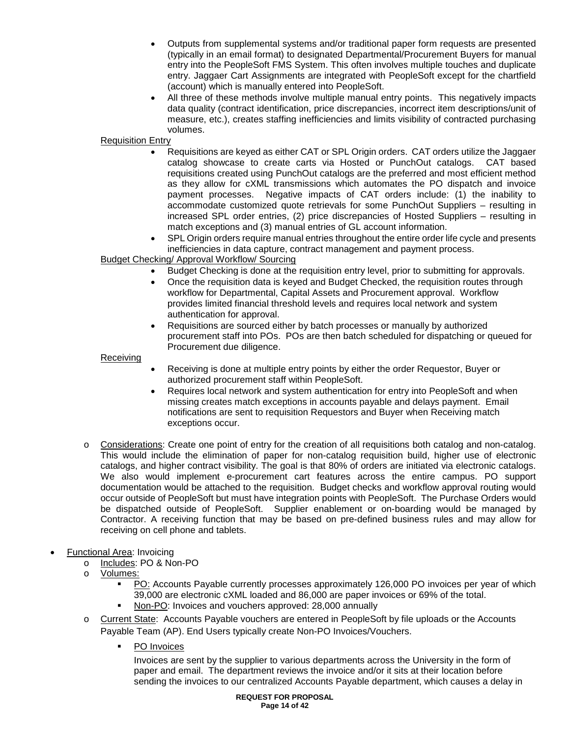- Outputs from supplemental systems and/or traditional paper form requests are presented (typically in an email format) to designated Departmental/Procurement Buyers for manual entry into the PeopleSoft FMS System. This often involves multiple touches and duplicate entry. Jaggaer Cart Assignments are integrated with PeopleSoft except for the chartfield (account) which is manually entered into PeopleSoft.
- All three of these methods involve multiple manual entry points. This negatively impacts data quality (contract identification, price discrepancies, incorrect item descriptions/unit of measure, etc.), creates staffing inefficiencies and limits visibility of contracted purchasing volumes.

<u>Requisition Entry</u>

- Requisitions are keyed as either CAT or SPL Origin orders. CAT orders utilize the Jaggaer catalog showcase to create carts via Hosted or PunchOut catalogs. CAT based requisitions created using PunchOut catalogs are the preferred and most efficient method as they allow for cXML transmissions which automates the PO dispatch and invoice payment processes. Negative impacts of CAT orders include: (1) the inability to accommodate customized quote retrievals for some PunchOut Suppliers – resulting in increased SPL order entries, (2) price discrepancies of Hosted Suppliers – resulting in match exceptions and (3) manual entries of GL account information.
- SPL Origin orders require manual entries throughout the entire order life cycle and presents inefficiencies in data capture, contract management and payment process.

<u>Budget Checking/ Approval Workflow/ Sourcing</u>

- Budget Checking is done at the requisition entry level, prior to submitting for approvals.
- Once the requisition data is keyed and Budget Checked, the requisition routes through workflow for Departmental, Capital Assets and Procurement approval. Workflow provides limited financial threshold levels and requires local network and system authentication for approval.
- Requisitions are sourced either by batch processes or manually by authorized procurement staff into POs. POs are then batch scheduled for dispatching or queued for Procurement due diligence.

<u>Receiving</u>

- Receiving is done at multiple entry points by either the order Requestor, Buyer or authorized procurement staff within PeopleSoft.
- Requires local network and system authentication for entry into PeopleSoft and when missing creates match exceptions in accounts payable and delays payment. Email notifications are sent to requisition Requestors and Buyer when Receiving match exceptions occur.

  - <u>Considerations</u>: Create one point of entry for the creation of all requisitions both catalog and non-catalog. This would include the elimination of paper for non-catalog requisition build, higher use of electronic catalogs, and higher contract visibility. The goal is that 80% of orders are initiated via electronic catalogs. We also would implement e-procurement cart features across the entire campus. PO support documentation would be attached to the requisition. Budget checks and workflow approval routing would occur outside of PeopleSoft but must have integration points with PeopleSoft. The Purchase Orders would be dispatched outside of PeopleSoft. Supplier enablement or on-boarding would be managed by Contractor. A receiving function that may be based on pre-defined business rules and may allow for receiving on cell phone and tablets.

- <u>Functional Area</u>: Invoicing
  - <u>Includes</u>: PO & Non-PO
  - <u>Volumes:</u>
    - <u>PO:</u> Accounts Payable currently processes approximately 126,000 PO invoices per year of which 39,000 are electronic cXML loaded and 86,000 are paper invoices or 69% of the total.
    - <u>Non-PO</u>: Invoices and vouchers approved: 28,000 annually
  - <u>Current State</u>: Accounts Payable vouchers are entered in PeopleSoft by file uploads or the Accounts Payable Team (AP). End Users typically create Non-PO Invoices/Vouchers.
    - <u>PO Invoices</u>

      Invoices are sent by the supplier to various departments across the University in the form of paper and email. The department reviews the invoice and/or it sits at their location before sending the invoices to our centralized Accounts Payable department, which causes a delay in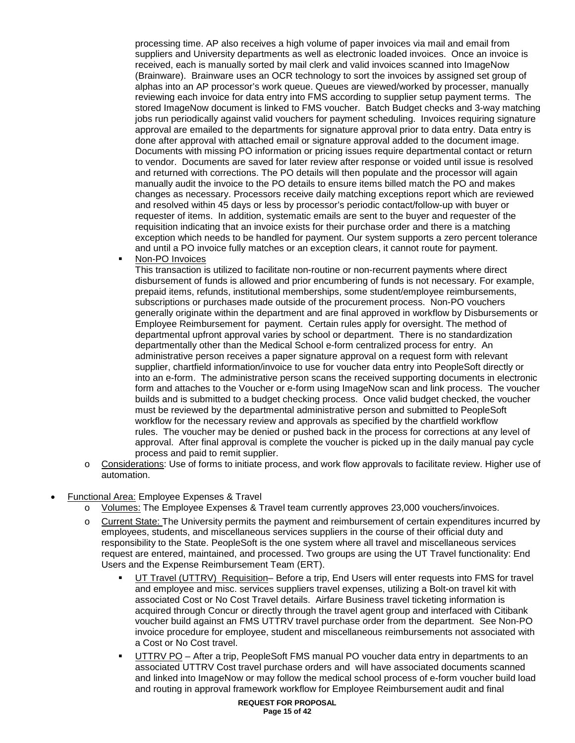processing time. AP also receives a high volume of paper invoices via mail and email from suppliers and University departments as well as electronic loaded invoices. Once an invoice is received, each is manually sorted by mail clerk and valid invoices scanned into ImageNow (Brainware). Brainware uses an OCR technology to sort the invoices by assigned set group of alphas into an AP processor's work queue. Queues are viewed/worked by processer, manually reviewing each invoice for data entry into FMS according to supplier setup payment terms. The stored ImageNow document is linked to FMS voucher. Batch Budget checks and 3-way matching jobs run periodically against valid vouchers for payment scheduling. Invoices requiring signature approval are emailed to the departments for signature approval prior to data entry. Data entry is done after approval with attached email or signature approval added to the document image. Documents with missing PO information or pricing issues require departmental contact or return to vendor. Documents are saved for later review after response or voided until issue is resolved and returned with corrections. The PO details will then populate and the processor will again manually audit the invoice to the PO details to ensure items billed match the PO and makes changes as necessary. Processors receive daily matching exceptions report which are reviewed and resolved within 45 days or less by processor's periodic contact/follow-up with buyer or requester of items. In addition, systematic emails are sent to the buyer and requester of the requisition indicating that an invoice exists for their purchase order and there is a matching exception which needs to be handled for payment. Our system supports a zero percent tolerance and until a PO invoice fully matches or an exception clears, it cannot route for payment.

- Non-PO Invoices
  This transaction is utilized to facilitate non-routine or non-recurrent payments where direct disbursement of funds is allowed and prior encumbering of funds is not necessary. For example, prepaid items, refunds, institutional memberships, some student/employee reimbursements, subscriptions or purchases made outside of the procurement process. Non-PO vouchers generally originate within the department and are final approved in workflow by Disbursements or Employee Reimbursement for payment. Certain rules apply for oversight. The method of departmental upfront approval varies by school or department. There is no standardization departmentally other than the Medical School e-form centralized process for entry. An administrative person receives a paper signature approval on a request form with relevant supplier, chartfield information/invoice to use for voucher data entry into PeopleSoft directly or into an e-form. The administrative person scans the received supporting documents in electronic form and attaches to the Voucher or e-form using ImageNow scan and link process. The voucher builds and is submitted to a budget checking process. Once valid budget checked, the voucher must be reviewed by the departmental administrative person and submitted to PeopleSoft workflow for the necessary review and approvals as specified by the chartfield workflow rules. The voucher may be denied or pushed back in the process for corrections at any level of approval. After final approval is complete the voucher is picked up in the daily manual pay cycle process and paid to remit supplier.

  - Considerations: Use of forms to initiate process, and work flow approvals to facilitate review. Higher use of automation.

- Functional Area: Employee Expenses & Travel
  - Volumes: The Employee Expenses & Travel team currently approves 23,000 vouchers/invoices.
  - Current State: The University permits the payment and reimbursement of certain expenditures incurred by employees, students, and miscellaneous services suppliers in the course of their official duty and responsibility to the State. PeopleSoft is the one system where all travel and miscellaneous services request are entered, maintained, and processed. Two groups are using the UT Travel functionality: End Users and the Expense Reimbursement Team (ERT).
    - UT Travel (UTTRV) Requisition– Before a trip, End Users will enter requests into FMS for travel and employee and misc. services suppliers travel expenses, utilizing a Bolt-on travel kit with associated Cost or No Cost Travel details. Airfare Business travel ticketing information is acquired through Concur or directly through the travel agent group and interfaced with Citibank voucher build against an FMS UTTRV travel purchase order from the department. See Non-PO invoice procedure for employee, student and miscellaneous reimbursements not associated with a Cost or No Cost travel.
    - UTTRV PO – After a trip, PeopleSoft FMS manual PO voucher data entry in departments to an associated UTTRV Cost travel purchase orders and will have associated documents scanned and linked into ImageNow or may follow the medical school process of e-form voucher build load and routing in approval framework workflow for Employee Reimbursement audit and final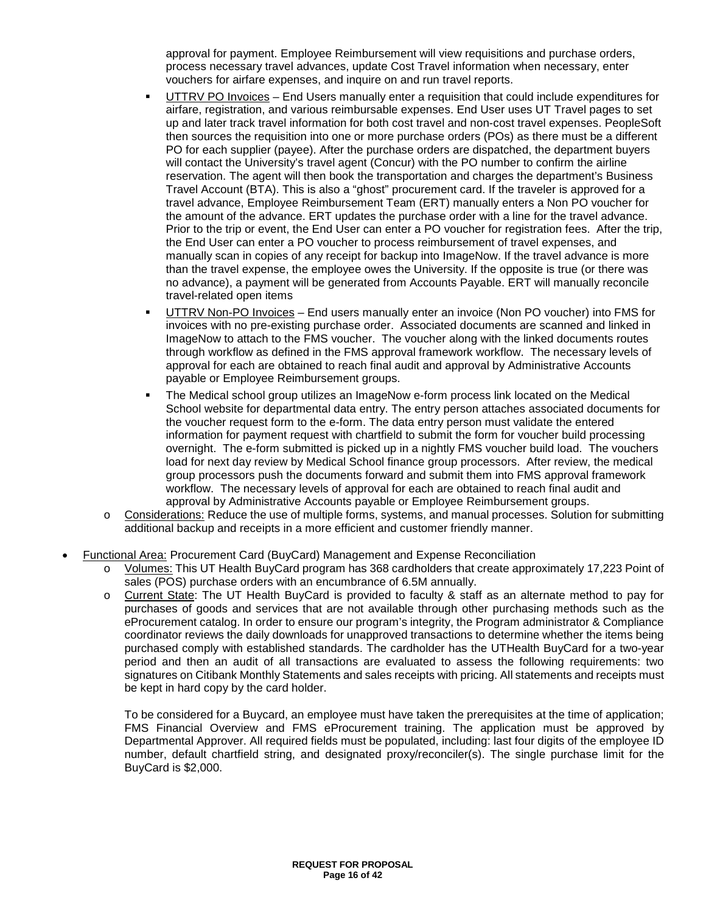approval for payment. Employee Reimbursement will view requisitions and purchase orders, process necessary travel advances, update Cost Travel information when necessary, enter vouchers for airfare expenses, and inquire on and run travel reports.

  - UTTRV PO Invoices – End Users manually enter a requisition that could include expenditures for airfare, registration, and various reimbursable expenses. End User uses UT Travel pages to set up and later track travel information for both cost travel and non-cost travel expenses. PeopleSoft then sources the requisition into one or more purchase orders (POs) as there must be a different PO for each supplier (payee). After the purchase orders are dispatched, the department buyers will contact the University's travel agent (Concur) with the PO number to confirm the airline reservation. The agent will then book the transportation and charges the department's Business Travel Account (BTA). This is also a "ghost" procurement card. If the traveler is approved for a travel advance, Employee Reimbursement Team (ERT) manually enters a Non PO voucher for the amount of the advance. ERT updates the purchase order with a line for the travel advance. Prior to the trip or event, the End User can enter a PO voucher for registration fees. After the trip, the End User can enter a PO voucher to process reimbursement of travel expenses, and manually scan in copies of any receipt for backup into ImageNow. If the travel advance is more than the travel expense, the employee owes the University. If the opposite is true (or there was no advance), a payment will be generated from Accounts Payable. ERT will manually reconcile travel-related open items
  - UTTRV Non-PO Invoices – End users manually enter an invoice (Non PO voucher) into FMS for invoices with no pre-existing purchase order. Associated documents are scanned and linked in ImageNow to attach to the FMS voucher. The voucher along with the linked documents routes through workflow as defined in the FMS approval framework workflow. The necessary levels of approval for each are obtained to reach final audit and approval by Administrative Accounts payable or Employee Reimbursement groups.
  - The Medical school group utilizes an ImageNow e-form process link located on the Medical School website for departmental data entry. The entry person attaches associated documents for the voucher request form to the e-form. The data entry person must validate the entered information for payment request with chartfield to submit the form for voucher build processing overnight. The e-form submitted is picked up in a nightly FMS voucher build load. The vouchers load for next day review by Medical School finance group processors. After review, the medical group processors push the documents forward and submit them into FMS approval framework workflow. The necessary levels of approval for each are obtained to reach final audit and approval by Administrative Accounts payable or Employee Reimbursement groups.

- Considerations: Reduce the use of multiple forms, systems, and manual processes. Solution for submitting additional backup and receipts in a more efficient and customer friendly manner.

- Functional Area: Procurement Card (BuyCard) Management and Expense Reconciliation
  - Volumes: This UT Health BuyCard program has 368 cardholders that create approximately 17,223 Point of sales (POS) purchase orders with an encumbrance of 6.5M annually.
  - Current State: The UT Health BuyCard is provided to faculty & staff as an alternate method to pay for purchases of goods and services that are not available through other purchasing methods such as the eProcurement catalog. In order to ensure our program's integrity, the Program administrator & Compliance coordinator reviews the daily downloads for unapproved transactions to determine whether the items being purchased comply with established standards. The cardholder has the UTHealth BuyCard for a two-year period and then an audit of all transactions are evaluated to assess the following requirements: two signatures on Citibank Monthly Statements and sales receipts with pricing. All statements and receipts must be kept in hard copy by the card holder.

    To be considered for a Buycard, an employee must have taken the prerequisites at the time of application; FMS Financial Overview and FMS eProcurement training. The application must be approved by Departmental Approver. All required fields must be populated, including: last four digits of the employee ID number, default chartfield string, and designated proxy/reconciler(s). The single purchase limit for the BuyCard is $2,000.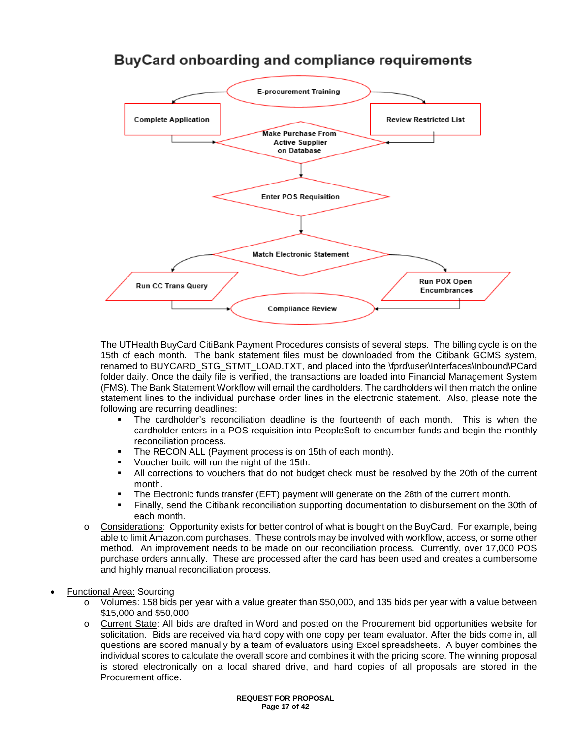## BuyCard onboarding and compliance requirements

The UTHealth BuyCard CitiBank Payment Procedures consists of several steps. The billing cycle is on the 15th of each month. The bank statement files must be downloaded from the Citibank GCMS system, renamed to BUYCARD_STG_STMT_LOAD.TXT, and placed into the \fprd\user\Interfaces\Inbound\PCard folder daily. Once the daily file is verified, the transactions are loaded into Financial Management System (FMS). The Bank Statement Workflow will email the cardholders. The cardholders will then match the online statement lines to the individual purchase order lines in the electronic statement. Also, please note the following are recurring deadlines:

- The cardholder's reconciliation deadline is the fourteenth of each month. This is when the cardholder enters in a POS requisition into PeopleSoft to encumber funds and begin the monthly reconciliation process.
- The RECON ALL (Payment process is on 15th of each month).
- Voucher build will run the night of the 15th.
- All corrections to vouchers that do not budget check must be resolved by the 20th of the current month.
- The Electronic funds transfer (EFT) payment will generate on the 28th of the current month.
- Finally, send the Citibank reconciliation supporting documentation to disbursement on the 30th of each month.

  - Considerations: Opportunity exists for better control of what is bought on the BuyCard. For example, being able to limit Amazon.com purchases. These controls may be involved with workflow, access, or some other method. An improvement needs to be made on our reconciliation process. Currently, over 17,000 POS purchase orders annually. These are processed after the card has been used and creates a cumbersome and highly manual reconciliation process.

- Functional Area: Sourcing
  - Volumes: 158 bids per year with a value greater than $50,000, and 135 bids per year with a value between $15,000 and $50,000
  - Current State: All bids are drafted in Word and posted on the Procurement bid opportunities website for solicitation. Bids are received via hard copy with one copy per team evaluator. After the bids come in, all questions are scored manually by a team of evaluators using Excel spreadsheets. A buyer combines the individual scores to calculate the overall score and combines it with the pricing score. The winning proposal is stored electronically on a local shared drive, and hard copies of all proposals are stored in the Procurement office.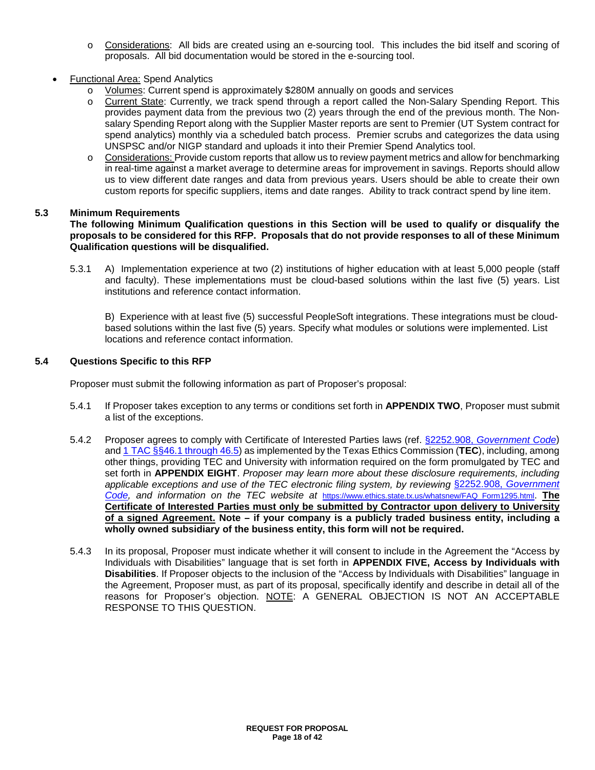- Considerations: All bids are created using an e-sourcing tool. This includes the bid itself and scoring of proposals. All bid documentation would be stored in the e-sourcing tool.

- Functional Area: Spend Analytics
  - Volumes: Current spend is approximately $280M annually on goods and services
  - Current State: Currently, we track spend through a report called the Non-Salary Spending Report. This provides payment data from the previous two (2) years through the end of the previous month. The Non-salary Spending Report along with the Supplier Master reports are sent to Premier (UT System contract for spend analytics) monthly via a scheduled batch process. Premier scrubs and categorizes the data using UNSPSC and/or NIGP standard and uploads it into their Premier Spend Analytics tool.
  - Considerations: Provide custom reports that allow us to review payment metrics and allow for benchmarking in real-time against a market average to determine areas for improvement in savings. Reports should allow us to view different date ranges and data from previous years. Users should be able to create their own custom reports for specific suppliers, items and date ranges. Ability to track contract spend by line item.

### 5.3 Minimum Requirements

**The following Minimum Qualification questions in this Section will be used to qualify or disqualify the proposals to be considered for this RFP. Proposals that do not provide responses to all of these Minimum Qualification questions will be disqualified.**

5.3.1 A) Implementation experience at two (2) institutions of higher education with at least 5,000 people (staff and faculty). These implementations must be cloud-based solutions within the last five (5) years. List institutions and reference contact information.

B) Experience with at least five (5) successful PeopleSoft integrations. These integrations must be cloud-based solutions within the last five (5) years. Specify what modules or solutions were implemented. List locations and reference contact information.

### 5.4 Questions Specific to this RFP

Proposer must submit the following information as part of Proposer's proposal:

5.4.1 If Proposer takes exception to any terms or conditions set forth in **APPENDIX TWO**, Proposer must submit a list of the exceptions.

5.4.2 Proposer agrees to comply with Certificate of Interested Parties laws (ref. §2252.908, *Government Code*) and 1 TAC §§46.1 through 46.5) as implemented by the Texas Ethics Commission (**TEC**), including, among other things, providing TEC and University with information required on the form promulgated by TEC and set forth in **APPENDIX EIGHT**. *Proposer may learn more about these disclosure requirements, including applicable exceptions and use of the TEC electronic filing system, by reviewing* §2252.908, *Government Code, and information on the TEC website at* https://www.ethics.state.tx.us/whatsnew/FAQ_Form1295.html. **The Certificate of Interested Parties must only be submitted by Contractor upon delivery to University of a signed Agreement. Note – if your company is a publicly traded business entity, including a wholly owned subsidiary of the business entity, this form will not be required.**

5.4.3 In its proposal, Proposer must indicate whether it will consent to include in the Agreement the "Access by Individuals with Disabilities" language that is set forth in **APPENDIX FIVE, Access by Individuals with Disabilities**. If Proposer objects to the inclusion of the "Access by Individuals with Disabilities" language in the Agreement, Proposer must, as part of its proposal, specifically identify and describe in detail all of the reasons for Proposer's objection. NOTE: A GENERAL OBJECTION IS NOT AN ACCEPTABLE RESPONSE TO THIS QUESTION.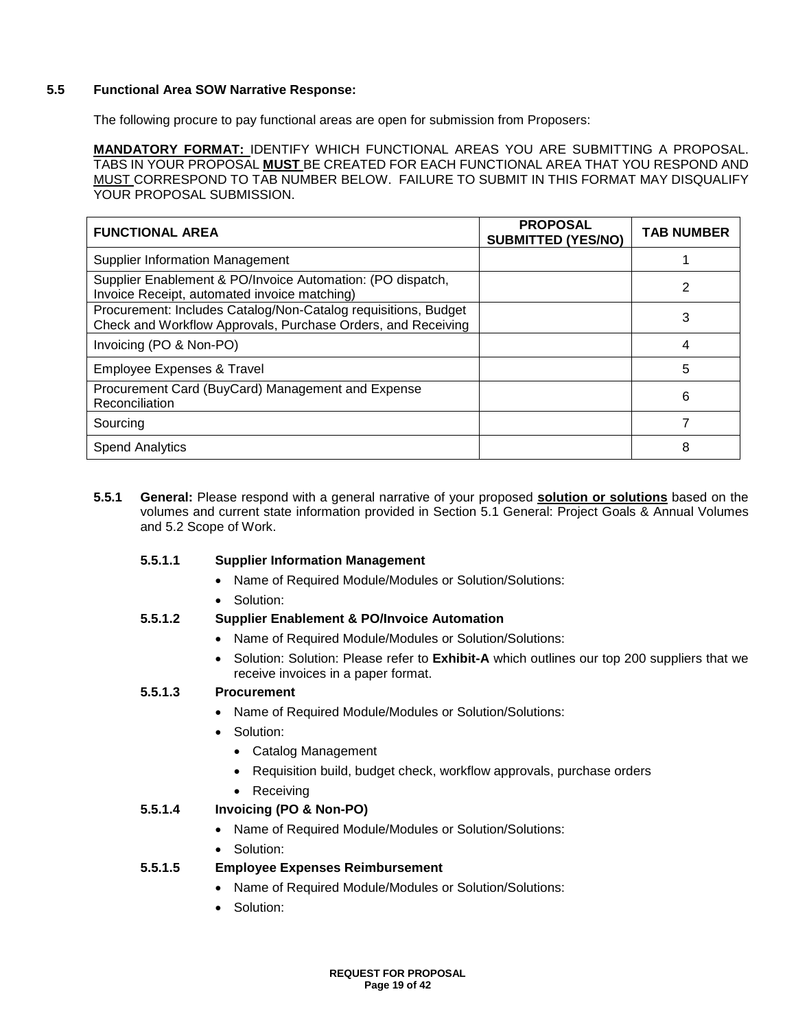### 5.5 Functional Area SOW Narrative Response:

The following procure to pay functional areas are open for submission from Proposers:

**MANDATORY FORMAT:** IDENTIFY WHICH FUNCTIONAL AREAS YOU ARE SUBMITTING A PROPOSAL. TABS IN YOUR PROPOSAL **MUST** BE CREATED FOR EACH FUNCTIONAL AREA THAT YOU RESPOND AND MUST CORRESPOND TO TAB NUMBER BELOW. FAILURE TO SUBMIT IN THIS FORMAT MAY DISQUALIFY YOUR PROPOSAL SUBMISSION.

| FUNCTIONAL AREA | PROPOSAL SUBMITTED (YES/NO) | TAB NUMBER |
|---|---|---|
| Supplier Information Management | | 1 |
| Supplier Enablement & PO/Invoice Automation: (PO dispatch, Invoice Receipt, automated invoice matching) | | 2 |
| Procurement: Includes Catalog/Non-Catalog requisitions, Budget Check and Workflow Approvals, Purchase Orders, and Receiving | | 3 |
| Invoicing (PO & Non-PO) | | 4 |
| Employee Expenses & Travel | | 5 |
| Procurement Card (BuyCard) Management and Expense Reconciliation | | 6 |
| Sourcing | | 7 |
| Spend Analytics | | 8 |

**5.5.1 General:** Please respond with a general narrative of your proposed **solution or solutions** based on the volumes and current state information provided in Section 5.1 General: Project Goals & Annual Volumes and 5.2 Scope of Work.

**5.5.1.1 Supplier Information Management**

- Name of Required Module/Modules or Solution/Solutions:
- Solution:

**5.5.1.2 Supplier Enablement & PO/Invoice Automation**

- Name of Required Module/Modules or Solution/Solutions:
- Solution: Solution: Please refer to **Exhibit-A** which outlines our top 200 suppliers that we receive invoices in a paper format.

**5.5.1.3 Procurement**

- Name of Required Module/Modules or Solution/Solutions:
- Solution:
  - Catalog Management
  - Requisition build, budget check, workflow approvals, purchase orders
  - Receiving

**5.5.1.4 Invoicing (PO & Non-PO)**

- Name of Required Module/Modules or Solution/Solutions:
- Solution:

**5.5.1.5 Employee Expenses Reimbursement**

- Name of Required Module/Modules or Solution/Solutions:
- Solution: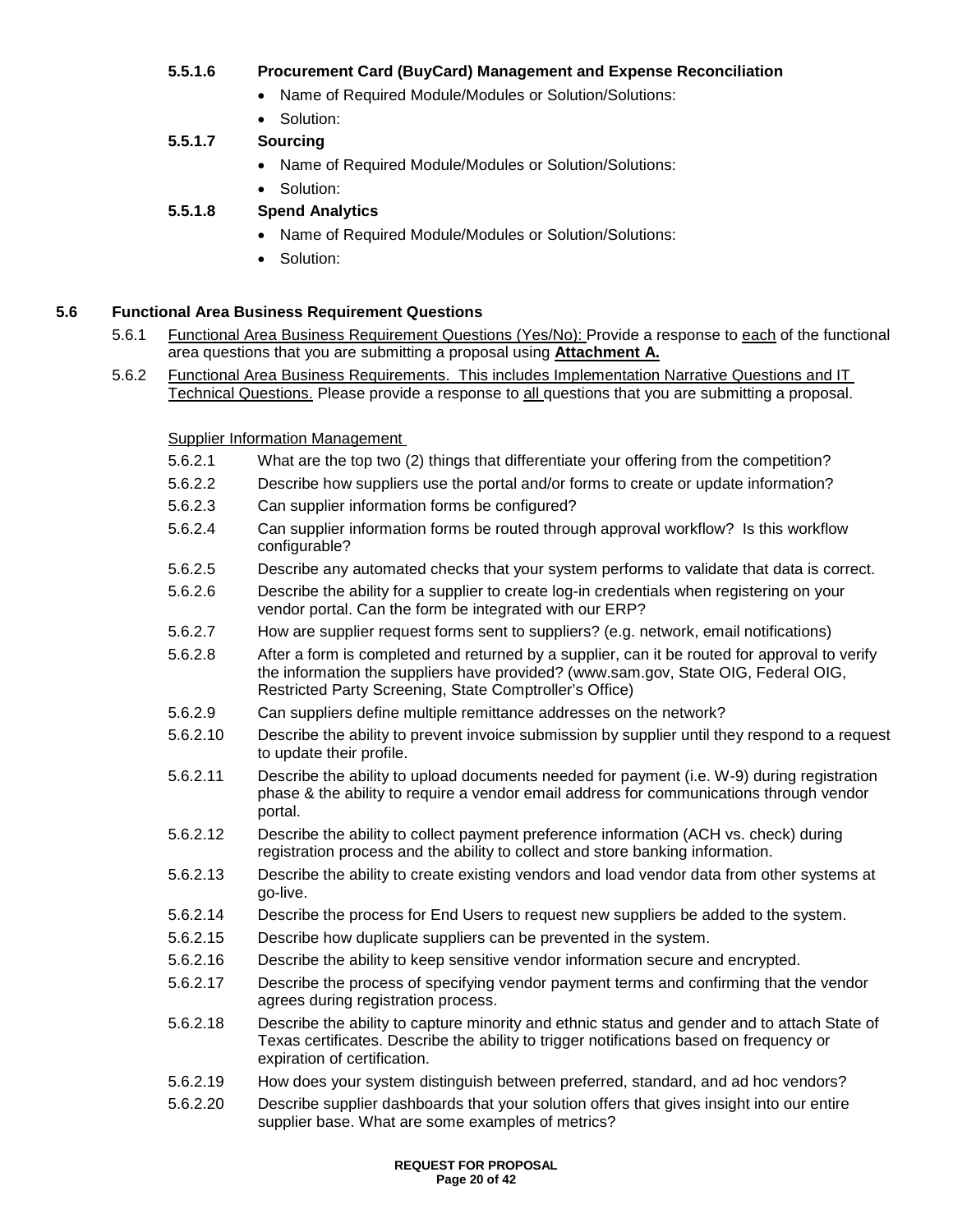#### 5.5.1.6 Procurement Card (BuyCard) Management and Expense Reconciliation

- Name of Required Module/Modules or Solution/Solutions:
- Solution:

#### 5.5.1.7 Sourcing

- Name of Required Module/Modules or Solution/Solutions:
- Solution:

#### 5.5.1.8 Spend Analytics

- Name of Required Module/Modules or Solution/Solutions:
- Solution:

## 5.6 Functional Area Business Requirement Questions

5.6.1 Functional Area Business Requirement Questions (Yes/No): Provide a response to each of the functional area questions that you are submitting a proposal using **Attachment A.**

5.6.2 Functional Area Business Requirements. This includes Implementation Narrative Questions and IT Technical Questions. Please provide a response to all questions that you are submitting a proposal.

Supplier Information Management

5.6.2.1 What are the top two (2) things that differentiate your offering from the competition?

5.6.2.2 Describe how suppliers use the portal and/or forms to create or update information?

5.6.2.3 Can supplier information forms be configured?

5.6.2.4 Can supplier information forms be routed through approval workflow? Is this workflow configurable?

5.6.2.5 Describe any automated checks that your system performs to validate that data is correct.

5.6.2.6 Describe the ability for a supplier to create log-in credentials when registering on your vendor portal. Can the form be integrated with our ERP?

5.6.2.7 How are supplier request forms sent to suppliers? (e.g. network, email notifications)

5.6.2.8 After a form is completed and returned by a supplier, can it be routed for approval to verify the information the suppliers have provided? (www.sam.gov, State OIG, Federal OIG, Restricted Party Screening, State Comptroller's Office)

5.6.2.9 Can suppliers define multiple remittance addresses on the network?

5.6.2.10 Describe the ability to prevent invoice submission by supplier until they respond to a request to update their profile.

5.6.2.11 Describe the ability to upload documents needed for payment (i.e. W-9) during registration phase & the ability to require a vendor email address for communications through vendor portal.

5.6.2.12 Describe the ability to collect payment preference information (ACH vs. check) during registration process and the ability to collect and store banking information.

5.6.2.13 Describe the ability to create existing vendors and load vendor data from other systems at go-live.

5.6.2.14 Describe the process for End Users to request new suppliers be added to the system.

5.6.2.15 Describe how duplicate suppliers can be prevented in the system.

5.6.2.16 Describe the ability to keep sensitive vendor information secure and encrypted.

5.6.2.17 Describe the process of specifying vendor payment terms and confirming that the vendor agrees during registration process.

5.6.2.18 Describe the ability to capture minority and ethnic status and gender and to attach State of Texas certificates. Describe the ability to trigger notifications based on frequency or expiration of certification.

5.6.2.19 How does your system distinguish between preferred, standard, and ad hoc vendors?

5.6.2.20 Describe supplier dashboards that your solution offers that gives insight into our entire supplier base. What are some examples of metrics?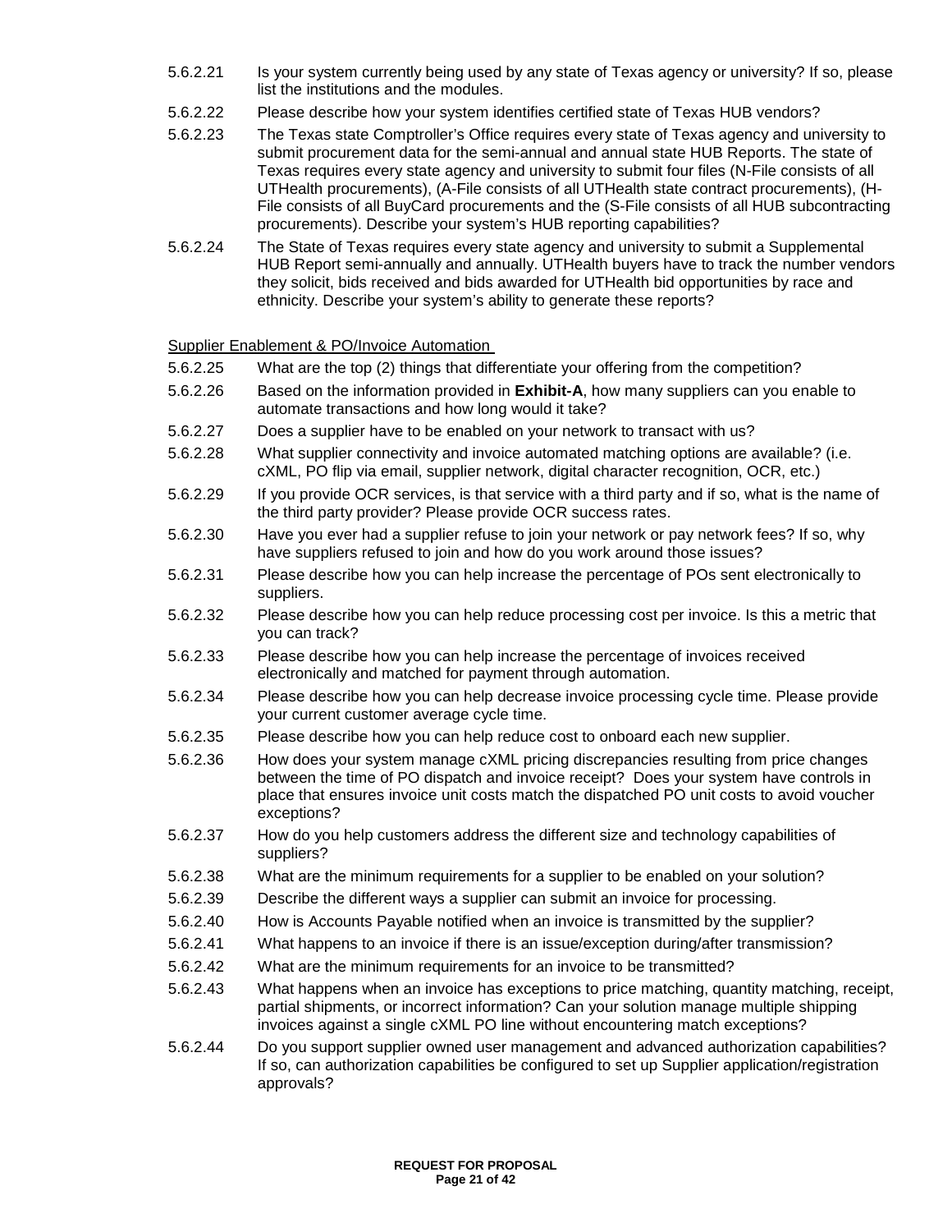5.6.2.21 Is your system currently being used by any state of Texas agency or university? If so, please list the institutions and the modules.

5.6.2.22 Please describe how your system identifies certified state of Texas HUB vendors?

5.6.2.23 The Texas state Comptroller's Office requires every state of Texas agency and university to submit procurement data for the semi-annual and annual state HUB Reports. The state of Texas requires every state agency and university to submit four files (N-File consists of all UTHealth procurements), (A-File consists of all UTHealth state contract procurements), (H-File consists of all BuyCard procurements and the (S-File consists of all HUB subcontracting procurements). Describe your system's HUB reporting capabilities?

5.6.2.24 The State of Texas requires every state agency and university to submit a Supplemental HUB Report semi-annually and annually. UTHealth buyers have to track the number vendors they solicit, bids received and bids awarded for UTHealth bid opportunities by race and ethnicity. Describe your system's ability to generate these reports?

Supplier Enablement & PO/Invoice Automation

5.6.2.25 What are the top (2) things that differentiate your offering from the competition?

5.6.2.26 Based on the information provided in **Exhibit-A**, how many suppliers can you enable to automate transactions and how long would it take?

5.6.2.27 Does a supplier have to be enabled on your network to transact with us?

5.6.2.28 What supplier connectivity and invoice automated matching options are available? (i.e. cXML, PO flip via email, supplier network, digital character recognition, OCR, etc.)

5.6.2.29 If you provide OCR services, is that service with a third party and if so, what is the name of the third party provider? Please provide OCR success rates.

5.6.2.30 Have you ever had a supplier refuse to join your network or pay network fees? If so, why have suppliers refused to join and how do you work around those issues?

5.6.2.31 Please describe how you can help increase the percentage of POs sent electronically to suppliers.

5.6.2.32 Please describe how you can help reduce processing cost per invoice. Is this a metric that you can track?

5.6.2.33 Please describe how you can help increase the percentage of invoices received electronically and matched for payment through automation.

5.6.2.34 Please describe how you can help decrease invoice processing cycle time. Please provide your current customer average cycle time.

5.6.2.35 Please describe how you can help reduce cost to onboard each new supplier.

5.6.2.36 How does your system manage cXML pricing discrepancies resulting from price changes between the time of PO dispatch and invoice receipt? Does your system have controls in place that ensures invoice unit costs match the dispatched PO unit costs to avoid voucher exceptions?

5.6.2.37 How do you help customers address the different size and technology capabilities of suppliers?

5.6.2.38 What are the minimum requirements for a supplier to be enabled on your solution?

5.6.2.39 Describe the different ways a supplier can submit an invoice for processing.

5.6.2.40 How is Accounts Payable notified when an invoice is transmitted by the supplier?

5.6.2.41 What happens to an invoice if there is an issue/exception during/after transmission?

5.6.2.42 What are the minimum requirements for an invoice to be transmitted?

5.6.2.43 What happens when an invoice has exceptions to price matching, quantity matching, receipt, partial shipments, or incorrect information? Can your solution manage multiple shipping invoices against a single cXML PO line without encountering match exceptions?

5.6.2.44 Do you support supplier owned user management and advanced authorization capabilities? If so, can authorization capabilities be configured to set up Supplier application/registration approvals?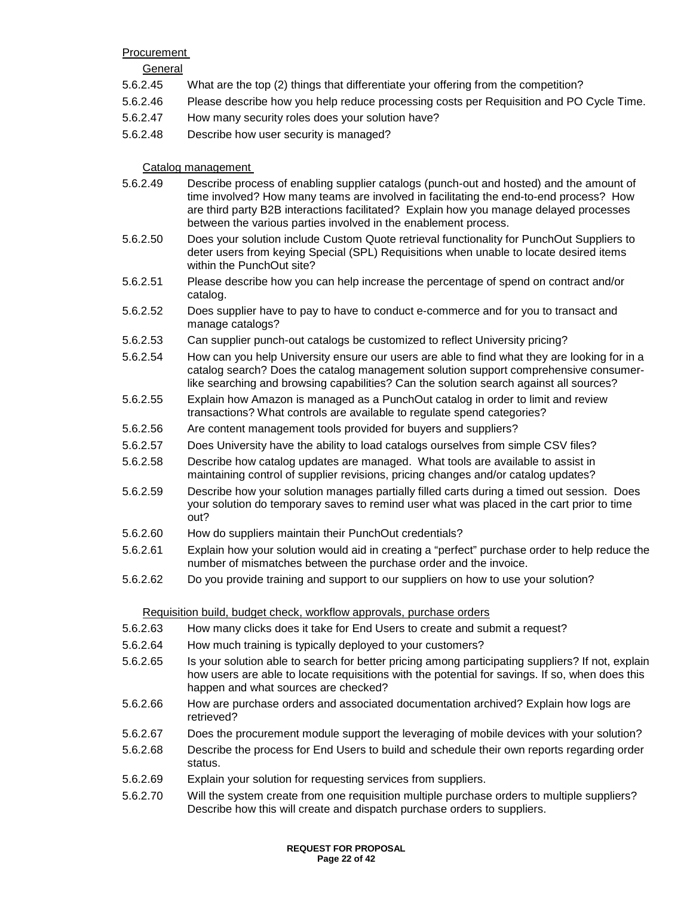Procurement

General

5.6.2.45 What are the top (2) things that differentiate your offering from the competition?

5.6.2.46 Please describe how you help reduce processing costs per Requisition and PO Cycle Time.

5.6.2.47 How many security roles does your solution have?

5.6.2.48 Describe how user security is managed?

Catalog management

5.6.2.49 Describe process of enabling supplier catalogs (punch-out and hosted) and the amount of time involved? How many teams are involved in facilitating the end-to-end process? How are third party B2B interactions facilitated? Explain how you manage delayed processes between the various parties involved in the enablement process.

5.6.2.50 Does your solution include Custom Quote retrieval functionality for PunchOut Suppliers to deter users from keying Special (SPL) Requisitions when unable to locate desired items within the PunchOut site?

5.6.2.51 Please describe how you can help increase the percentage of spend on contract and/or catalog.

5.6.2.52 Does supplier have to pay to have to conduct e-commerce and for you to transact and manage catalogs?

5.6.2.53 Can supplier punch-out catalogs be customized to reflect University pricing?

5.6.2.54 How can you help University ensure our users are able to find what they are looking for in a catalog search? Does the catalog management solution support comprehensive consumer-like searching and browsing capabilities? Can the solution search against all sources?

5.6.2.55 Explain how Amazon is managed as a PunchOut catalog in order to limit and review transactions? What controls are available to regulate spend categories?

5.6.2.56 Are content management tools provided for buyers and suppliers?

5.6.2.57 Does University have the ability to load catalogs ourselves from simple CSV files?

5.6.2.58 Describe how catalog updates are managed. What tools are available to assist in maintaining control of supplier revisions, pricing changes and/or catalog updates?

5.6.2.59 Describe how your solution manages partially filled carts during a timed out session. Does your solution do temporary saves to remind user what was placed in the cart prior to time out?

5.6.2.60 How do suppliers maintain their PunchOut credentials?

5.6.2.61 Explain how your solution would aid in creating a "perfect" purchase order to help reduce the number of mismatches between the purchase order and the invoice.

5.6.2.62 Do you provide training and support to our suppliers on how to use your solution?

Requisition build, budget check, workflow approvals, purchase orders

5.6.2.63 How many clicks does it take for End Users to create and submit a request?

5.6.2.64 How much training is typically deployed to your customers?

5.6.2.65 Is your solution able to search for better pricing among participating suppliers? If not, explain how users are able to locate requisitions with the potential for savings. If so, when does this happen and what sources are checked?

5.6.2.66 How are purchase orders and associated documentation archived? Explain how logs are retrieved?

5.6.2.67 Does the procurement module support the leveraging of mobile devices with your solution?

5.6.2.68 Describe the process for End Users to build and schedule their own reports regarding order status.

5.6.2.69 Explain your solution for requesting services from suppliers.

5.6.2.70 Will the system create from one requisition multiple purchase orders to multiple suppliers? Describe how this will create and dispatch purchase orders to suppliers.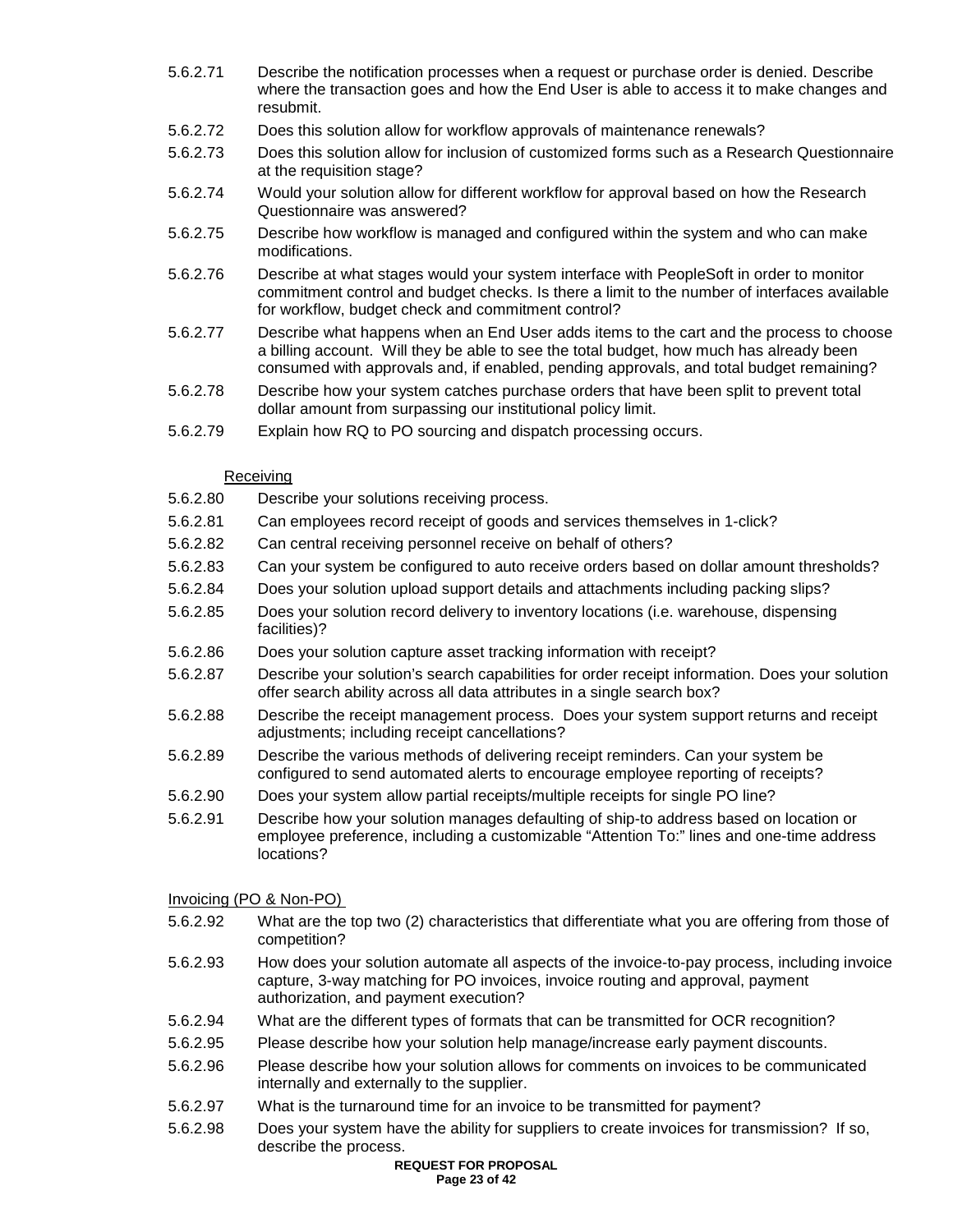5.6.2.71 Describe the notification processes when a request or purchase order is denied. Describe where the transaction goes and how the End User is able to access it to make changes and resubmit.

5.6.2.72 Does this solution allow for workflow approvals of maintenance renewals?

5.6.2.73 Does this solution allow for inclusion of customized forms such as a Research Questionnaire at the requisition stage?

5.6.2.74 Would your solution allow for different workflow for approval based on how the Research Questionnaire was answered?

5.6.2.75 Describe how workflow is managed and configured within the system and who can make modifications.

5.6.2.76 Describe at what stages would your system interface with PeopleSoft in order to monitor commitment control and budget checks. Is there a limit to the number of interfaces available for workflow, budget check and commitment control?

5.6.2.77 Describe what happens when an End User adds items to the cart and the process to choose a billing account. Will they be able to see the total budget, how much has already been consumed with approvals and, if enabled, pending approvals, and total budget remaining?

5.6.2.78 Describe how your system catches purchase orders that have been split to prevent total dollar amount from surpassing our institutional policy limit.

5.6.2.79 Explain how RQ to PO sourcing and dispatch processing occurs.

<u>Receiving</u>

5.6.2.80 Describe your solutions receiving process.

5.6.2.81 Can employees record receipt of goods and services themselves in 1-click?

5.6.2.82 Can central receiving personnel receive on behalf of others?

5.6.2.83 Can your system be configured to auto receive orders based on dollar amount thresholds?

5.6.2.84 Does your solution upload support details and attachments including packing slips?

5.6.2.85 Does your solution record delivery to inventory locations (i.e. warehouse, dispensing facilities)?

5.6.2.86 Does your solution capture asset tracking information with receipt?

5.6.2.87 Describe your solution's search capabilities for order receipt information. Does your solution offer search ability across all data attributes in a single search box?

5.6.2.88 Describe the receipt management process. Does your system support returns and receipt adjustments; including receipt cancellations?

5.6.2.89 Describe the various methods of delivering receipt reminders. Can your system be configured to send automated alerts to encourage employee reporting of receipts?

5.6.2.90 Does your system allow partial receipts/multiple receipts for single PO line?

5.6.2.91 Describe how your solution manages defaulting of ship-to address based on location or employee preference, including a customizable "Attention To:" lines and one-time address locations?

<u>Invoicing (PO & Non-PO)</u>

5.6.2.92 What are the top two (2) characteristics that differentiate what you are offering from those of competition?

5.6.2.93 How does your solution automate all aspects of the invoice-to-pay process, including invoice capture, 3-way matching for PO invoices, invoice routing and approval, payment authorization, and payment execution?

5.6.2.94 What are the different types of formats that can be transmitted for OCR recognition?

5.6.2.95 Please describe how your solution help manage/increase early payment discounts.

5.6.2.96 Please describe how your solution allows for comments on invoices to be communicated internally and externally to the supplier.

5.6.2.97 What is the turnaround time for an invoice to be transmitted for payment?

5.6.2.98 Does your system have the ability for suppliers to create invoices for transmission? If so, describe the process.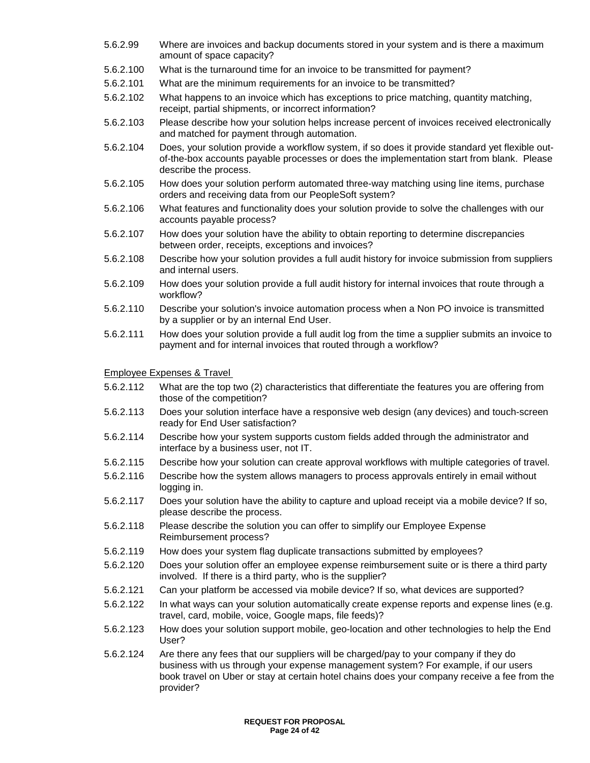5.6.2.99 Where are invoices and backup documents stored in your system and is there a maximum amount of space capacity?

5.6.2.100 What is the turnaround time for an invoice to be transmitted for payment?

5.6.2.101 What are the minimum requirements for an invoice to be transmitted?

5.6.2.102 What happens to an invoice which has exceptions to price matching, quantity matching, receipt, partial shipments, or incorrect information?

5.6.2.103 Please describe how your solution helps increase percent of invoices received electronically and matched for payment through automation.

5.6.2.104 Does, your solution provide a workflow system, if so does it provide standard yet flexible out-of-the-box accounts payable processes or does the implementation start from blank. Please describe the process.

5.6.2.105 How does your solution perform automated three-way matching using line items, purchase orders and receiving data from our PeopleSoft system?

5.6.2.106 What features and functionality does your solution provide to solve the challenges with our accounts payable process?

5.6.2.107 How does your solution have the ability to obtain reporting to determine discrepancies between order, receipts, exceptions and invoices?

5.6.2.108 Describe how your solution provides a full audit history for invoice submission from suppliers and internal users.

5.6.2.109 How does your solution provide a full audit history for internal invoices that route through a workflow?

5.6.2.110 Describe your solution's invoice automation process when a Non PO invoice is transmitted by a supplier or by an internal End User.

5.6.2.111 How does your solution provide a full audit log from the time a supplier submits an invoice to payment and for internal invoices that routed through a workflow?

<u>Employee Expenses & Travel</u>

5.6.2.112 What are the top two (2) characteristics that differentiate the features you are offering from those of the competition?

5.6.2.113 Does your solution interface have a responsive web design (any devices) and touch-screen ready for End User satisfaction?

5.6.2.114 Describe how your system supports custom fields added through the administrator and interface by a business user, not IT.

5.6.2.115 Describe how your solution can create approval workflows with multiple categories of travel.

5.6.2.116 Describe how the system allows managers to process approvals entirely in email without logging in.

5.6.2.117 Does your solution have the ability to capture and upload receipt via a mobile device? If so, please describe the process.

5.6.2.118 Please describe the solution you can offer to simplify our Employee Expense Reimbursement process?

5.6.2.119 How does your system flag duplicate transactions submitted by employees?

5.6.2.120 Does your solution offer an employee expense reimbursement suite or is there a third party involved. If there is a third party, who is the supplier?

5.6.2.121 Can your platform be accessed via mobile device? If so, what devices are supported?

5.6.2.122 In what ways can your solution automatically create expense reports and expense lines (e.g. travel, card, mobile, voice, Google maps, file feeds)?

5.6.2.123 How does your solution support mobile, geo-location and other technologies to help the End User?

5.6.2.124 Are there any fees that our suppliers will be charged/pay to your company if they do business with us through your expense management system? For example, if our users book travel on Uber or stay at certain hotel chains does your company receive a fee from the provider?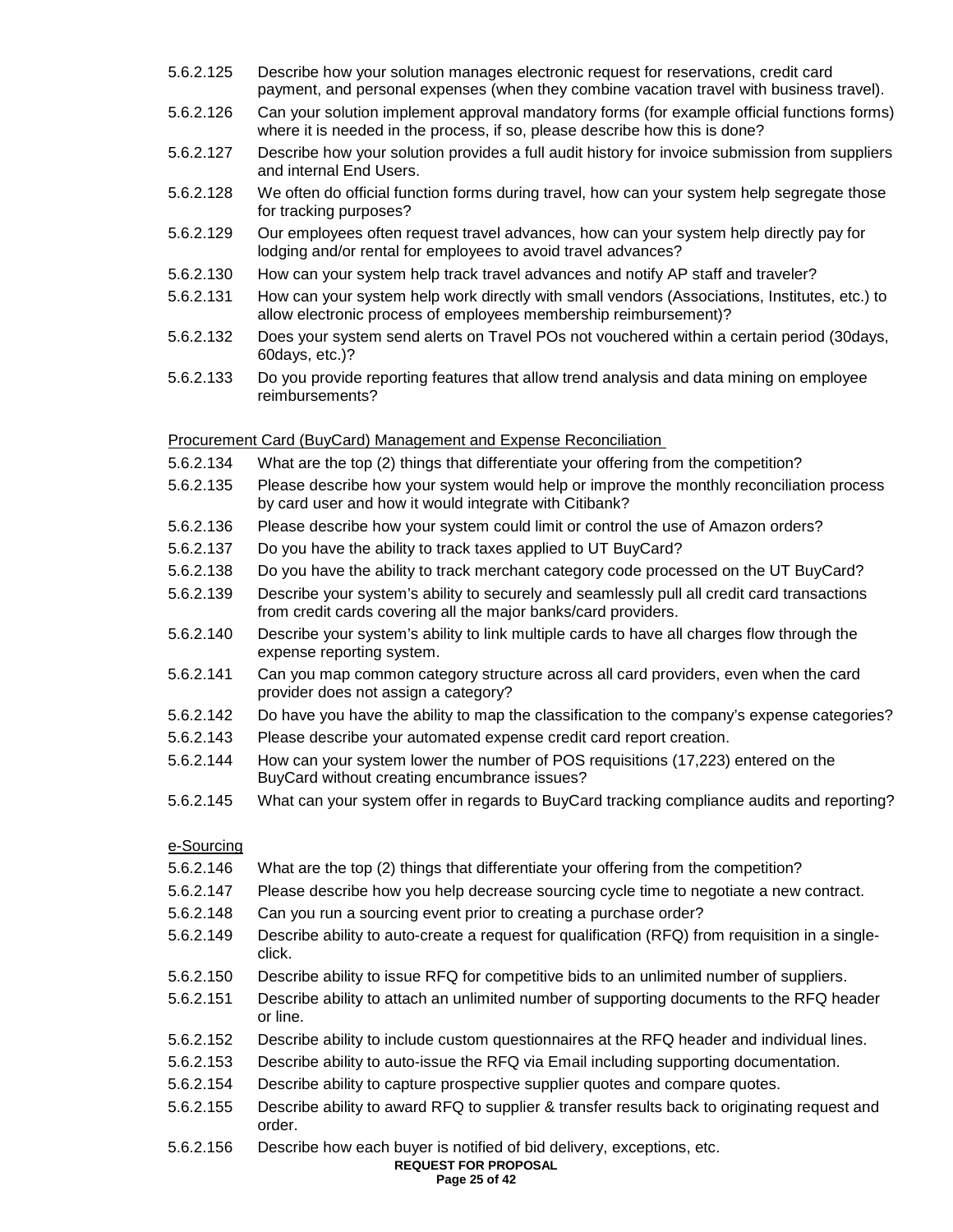5.6.2.125 Describe how your solution manages electronic request for reservations, credit card payment, and personal expenses (when they combine vacation travel with business travel).

5.6.2.126 Can your solution implement approval mandatory forms (for example official functions forms) where it is needed in the process, if so, please describe how this is done?

5.6.2.127 Describe how your solution provides a full audit history for invoice submission from suppliers and internal End Users.

5.6.2.128 We often do official function forms during travel, how can your system help segregate those for tracking purposes?

5.6.2.129 Our employees often request travel advances, how can your system help directly pay for lodging and/or rental for employees to avoid travel advances?

5.6.2.130 How can your system help track travel advances and notify AP staff and traveler?

5.6.2.131 How can your system help work directly with small vendors (Associations, Institutes, etc.) to allow electronic process of employees membership reimbursement)?

5.6.2.132 Does your system send alerts on Travel POs not vouchered within a certain period (30days, 60days, etc.)?

5.6.2.133 Do you provide reporting features that allow trend analysis and data mining on employee reimbursements?

Procurement Card (BuyCard) Management and Expense Reconciliation

5.6.2.134 What are the top (2) things that differentiate your offering from the competition?

5.6.2.135 Please describe how your system would help or improve the monthly reconciliation process by card user and how it would integrate with Citibank?

5.6.2.136 Please describe how your system could limit or control the use of Amazon orders?

5.6.2.137 Do you have the ability to track taxes applied to UT BuyCard?

5.6.2.138 Do you have the ability to track merchant category code processed on the UT BuyCard?

5.6.2.139 Describe your system's ability to securely and seamlessly pull all credit card transactions from credit cards covering all the major banks/card providers.

5.6.2.140 Describe your system's ability to link multiple cards to have all charges flow through the expense reporting system.

5.6.2.141 Can you map common category structure across all card providers, even when the card provider does not assign a category?

5.6.2.142 Do have you have the ability to map the classification to the company's expense categories?

5.6.2.143 Please describe your automated expense credit card report creation.

5.6.2.144 How can your system lower the number of POS requisitions (17,223) entered on the BuyCard without creating encumbrance issues?

5.6.2.145 What can your system offer in regards to BuyCard tracking compliance audits and reporting?

e-Sourcing

5.6.2.146 What are the top (2) things that differentiate your offering from the competition?

5.6.2.147 Please describe how you help decrease sourcing cycle time to negotiate a new contract.

5.6.2.148 Can you run a sourcing event prior to creating a purchase order?

5.6.2.149 Describe ability to auto-create a request for qualification (RFQ) from requisition in a single-click.

5.6.2.150 Describe ability to issue RFQ for competitive bids to an unlimited number of suppliers.

5.6.2.151 Describe ability to attach an unlimited number of supporting documents to the RFQ header or line.

5.6.2.152 Describe ability to include custom questionnaires at the RFQ header and individual lines.

5.6.2.153 Describe ability to auto-issue the RFQ via Email including supporting documentation.

5.6.2.154 Describe ability to capture prospective supplier quotes and compare quotes.

5.6.2.155 Describe ability to award RFQ to supplier & transfer results back to originating request and order.

5.6.2.156 Describe how each buyer is notified of bid delivery, exceptions, etc.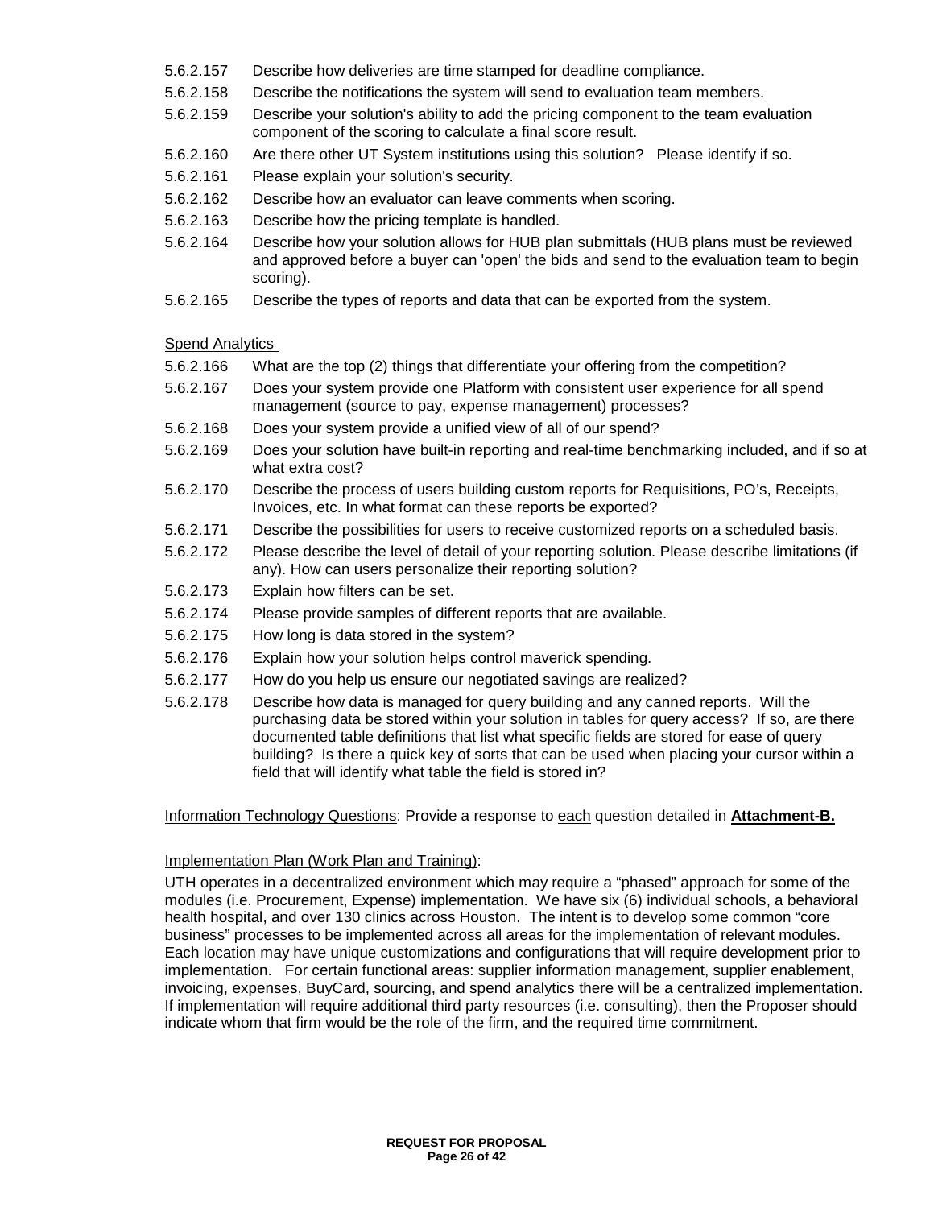5.6.2.157 Describe how deliveries are time stamped for deadline compliance.

5.6.2.158 Describe the notifications the system will send to evaluation team members.

5.6.2.159 Describe your solution's ability to add the pricing component to the team evaluation component of the scoring to calculate a final score result.

5.6.2.160 Are there other UT System institutions using this solution? Please identify if so.

5.6.2.161 Please explain your solution's security.

5.6.2.162 Describe how an evaluator can leave comments when scoring.

5.6.2.163 Describe how the pricing template is handled.

5.6.2.164 Describe how your solution allows for HUB plan submittals (HUB plans must be reviewed and approved before a buyer can 'open' the bids and send to the evaluation team to begin scoring).

5.6.2.165 Describe the types of reports and data that can be exported from the system.

<u>Spend Analytics</u>

5.6.2.166 What are the top (2) things that differentiate your offering from the competition?

5.6.2.167 Does your system provide one Platform with consistent user experience for all spend management (source to pay, expense management) processes?

5.6.2.168 Does your system provide a unified view of all of our spend?

5.6.2.169 Does your solution have built-in reporting and real-time benchmarking included, and if so at what extra cost?

5.6.2.170 Describe the process of users building custom reports for Requisitions, PO's, Receipts, Invoices, etc. In what format can these reports be exported?

5.6.2.171 Describe the possibilities for users to receive customized reports on a scheduled basis.

5.6.2.172 Please describe the level of detail of your reporting solution. Please describe limitations (if any). How can users personalize their reporting solution?

5.6.2.173 Explain how filters can be set.

5.6.2.174 Please provide samples of different reports that are available.

5.6.2.175 How long is data stored in the system?

5.6.2.176 Explain how your solution helps control maverick spending.

5.6.2.177 How do you help us ensure our negotiated savings are realized?

5.6.2.178 Describe how data is managed for query building and any canned reports. Will the purchasing data be stored within your solution in tables for query access? If so, are there documented table definitions that list what specific fields are stored for ease of query building? Is there a quick key of sorts that can be used when placing your cursor within a field that will identify what table the field is stored in?

<u>Information Technology Questions</u>: Provide a response to <u>each</u> question detailed in **<u>Attachment-B.</u>**

<u>Implementation Plan (Work Plan and Training)</u>:

UTH operates in a decentralized environment which may require a "phased" approach for some of the modules (i.e. Procurement, Expense) implementation. We have six (6) individual schools, a behavioral health hospital, and over 130 clinics across Houston. The intent is to develop some common "core business" processes to be implemented across all areas for the implementation of relevant modules. Each location may have unique customizations and configurations that will require development prior to implementation. For certain functional areas: supplier information management, supplier enablement, invoicing, expenses, BuyCard, sourcing, and spend analytics there will be a centralized implementation. If implementation will require additional third party resources (i.e. consulting), then the Proposer should indicate whom that firm would be the role of the firm, and the required time commitment.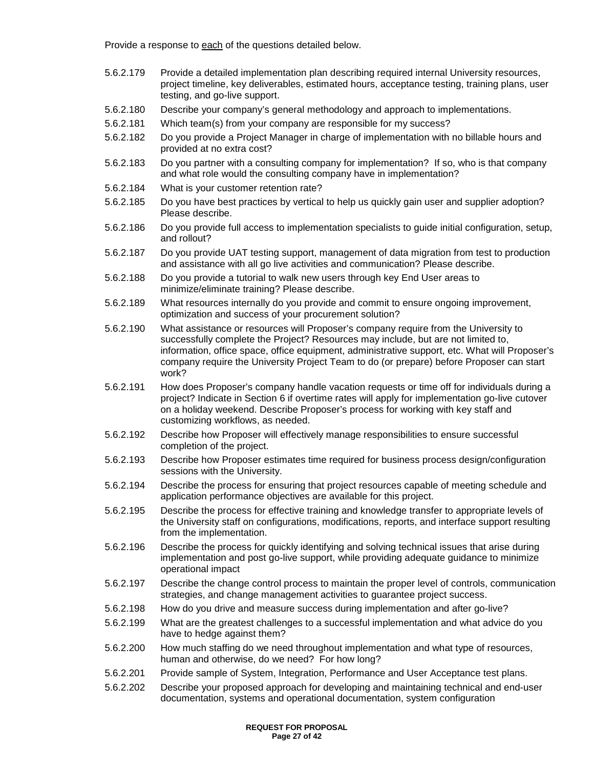Provide a response to <u>each</u> of the questions detailed below.

5.6.2.179 Provide a detailed implementation plan describing required internal University resources, project timeline, key deliverables, estimated hours, acceptance testing, training plans, user testing, and go-live support.

5.6.2.180 Describe your company's general methodology and approach to implementations.

5.6.2.181 Which team(s) from your company are responsible for my success?

5.6.2.182 Do you provide a Project Manager in charge of implementation with no billable hours and provided at no extra cost?

5.6.2.183 Do you partner with a consulting company for implementation? If so, who is that company and what role would the consulting company have in implementation?

5.6.2.184 What is your customer retention rate?

5.6.2.185 Do you have best practices by vertical to help us quickly gain user and supplier adoption? Please describe.

5.6.2.186 Do you provide full access to implementation specialists to guide initial configuration, setup, and rollout?

5.6.2.187 Do you provide UAT testing support, management of data migration from test to production and assistance with all go live activities and communication? Please describe.

5.6.2.188 Do you provide a tutorial to walk new users through key End User areas to minimize/eliminate training? Please describe.

5.6.2.189 What resources internally do you provide and commit to ensure ongoing improvement, optimization and success of your procurement solution?

5.6.2.190 What assistance or resources will Proposer's company require from the University to successfully complete the Project? Resources may include, but are not limited to, information, office space, office equipment, administrative support, etc. What will Proposer's company require the University Project Team to do (or prepare) before Proposer can start work?

5.6.2.191 How does Proposer's company handle vacation requests or time off for individuals during a project? Indicate in Section 6 if overtime rates will apply for implementation go-live cutover on a holiday weekend. Describe Proposer's process for working with key staff and customizing workflows, as needed.

5.6.2.192 Describe how Proposer will effectively manage responsibilities to ensure successful completion of the project.

5.6.2.193 Describe how Proposer estimates time required for business process design/configuration sessions with the University.

5.6.2.194 Describe the process for ensuring that project resources capable of meeting schedule and application performance objectives are available for this project.

5.6.2.195 Describe the process for effective training and knowledge transfer to appropriate levels of the University staff on configurations, modifications, reports, and interface support resulting from the implementation.

5.6.2.196 Describe the process for quickly identifying and solving technical issues that arise during implementation and post go-live support, while providing adequate guidance to minimize operational impact

5.6.2.197 Describe the change control process to maintain the proper level of controls, communication strategies, and change management activities to guarantee project success.

5.6.2.198 How do you drive and measure success during implementation and after go-live?

5.6.2.199 What are the greatest challenges to a successful implementation and what advice do you have to hedge against them?

5.6.2.200 How much staffing do we need throughout implementation and what type of resources, human and otherwise, do we need? For how long?

5.6.2.201 Provide sample of System, Integration, Performance and User Acceptance test plans.

5.6.2.202 Describe your proposed approach for developing and maintaining technical and end-user documentation, systems and operational documentation, system configuration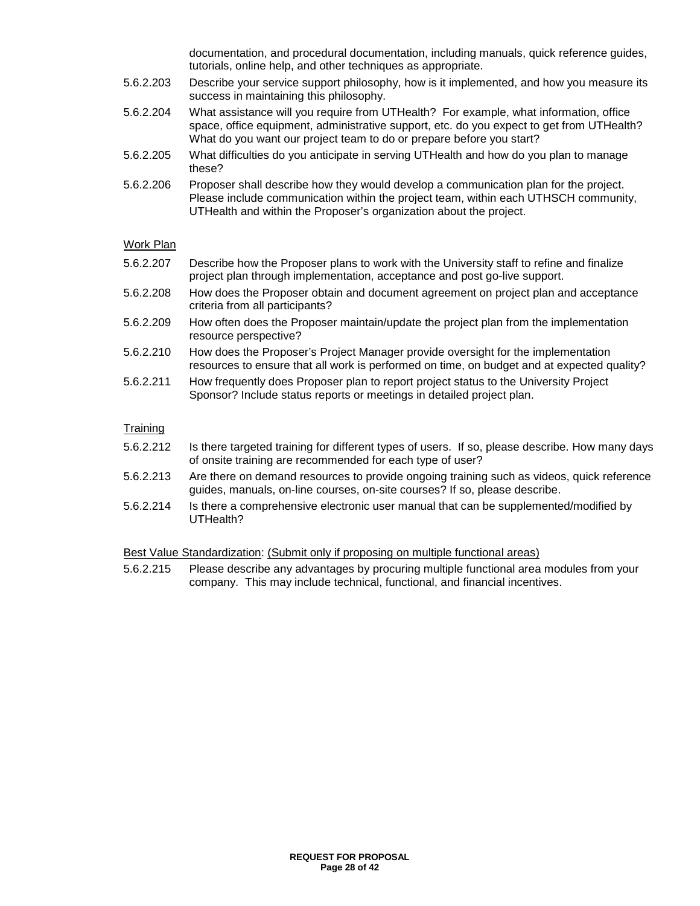documentation, and procedural documentation, including manuals, quick reference guides, tutorials, online help, and other techniques as appropriate.

5.6.2.203 Describe your service support philosophy, how is it implemented, and how you measure its success in maintaining this philosophy.

5.6.2.204 What assistance will you require from UTHealth? For example, what information, office space, office equipment, administrative support, etc. do you expect to get from UTHealth? What do you want our project team to do or prepare before you start?

5.6.2.205 What difficulties do you anticipate in serving UTHealth and how do you plan to manage these?

5.6.2.206 Proposer shall describe how they would develop a communication plan for the project. Please include communication within the project team, within each UTHSCH community, UTHealth and within the Proposer's organization about the project.

Work Plan

5.6.2.207 Describe how the Proposer plans to work with the University staff to refine and finalize project plan through implementation, acceptance and post go-live support.

5.6.2.208 How does the Proposer obtain and document agreement on project plan and acceptance criteria from all participants?

5.6.2.209 How often does the Proposer maintain/update the project plan from the implementation resource perspective?

5.6.2.210 How does the Proposer's Project Manager provide oversight for the implementation resources to ensure that all work is performed on time, on budget and at expected quality?

5.6.2.211 How frequently does Proposer plan to report project status to the University Project Sponsor? Include status reports or meetings in detailed project plan.

Training

5.6.2.212 Is there targeted training for different types of users. If so, please describe. How many days of onsite training are recommended for each type of user?

5.6.2.213 Are there on demand resources to provide ongoing training such as videos, quick reference guides, manuals, on-line courses, on-site courses? If so, please describe.

5.6.2.214 Is there a comprehensive electronic user manual that can be supplemented/modified by UTHealth?

Best Value Standardization: (Submit only if proposing on multiple functional areas)

5.6.2.215 Please describe any advantages by procuring multiple functional area modules from your company. This may include technical, functional, and financial incentives.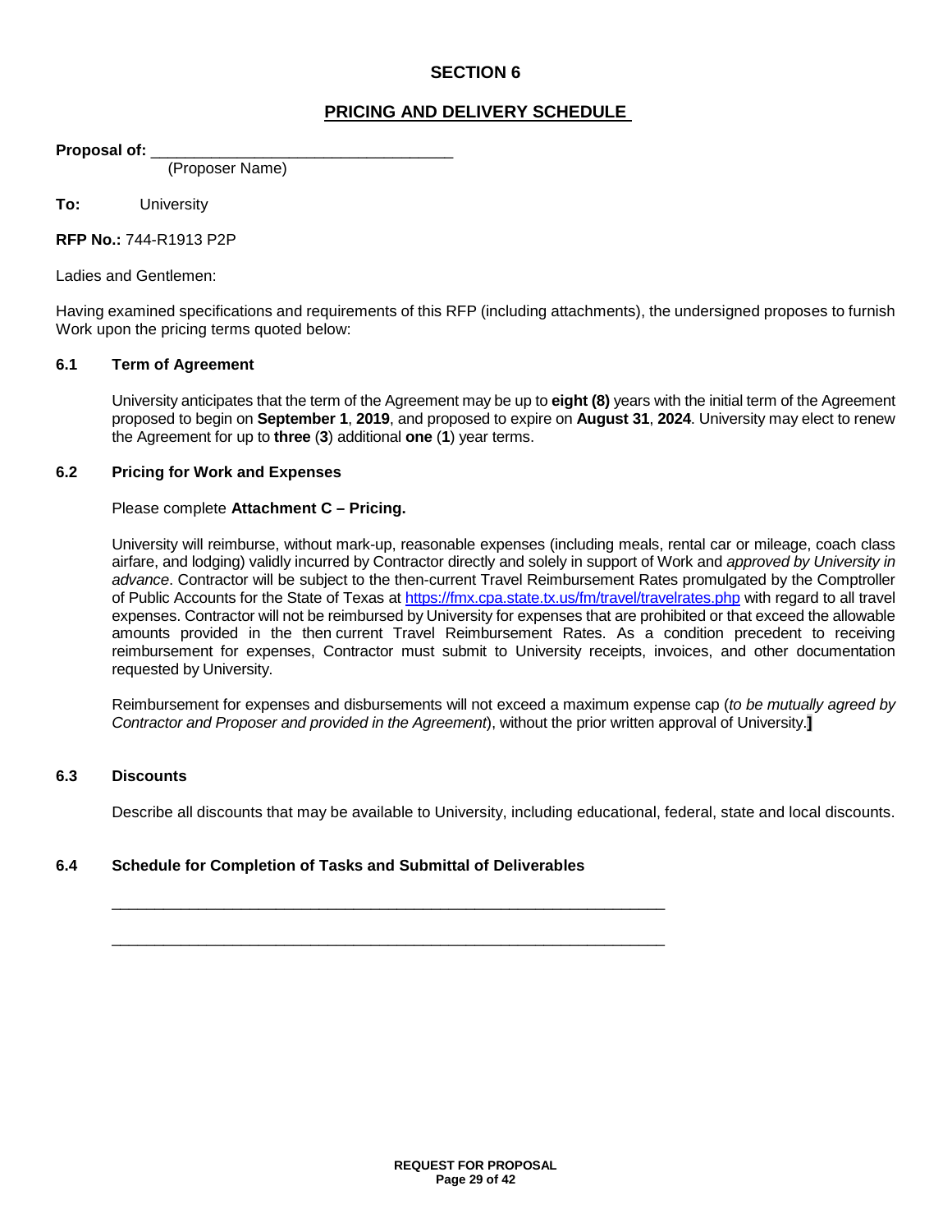## SECTION 6

## PRICING AND DELIVERY SCHEDULE

**Proposal of:** ___________________________________
(Proposer Name)

**To:** University

**RFP No.:** 744-R1913 P2P

Ladies and Gentlemen:

Having examined specifications and requirements of this RFP (including attachments), the undersigned proposes to furnish Work upon the pricing terms quoted below:

### 6.1 Term of Agreement

University anticipates that the term of the Agreement may be up to **eight (8)** years with the initial term of the Agreement proposed to begin on **September 1**, **2019**, and proposed to expire on **August 31**, **2024**. University may elect to renew the Agreement for up to **three** (**3**) additional **one** (**1**) year terms.

### 6.2 Pricing for Work and Expenses

Please complete **Attachment C – Pricing.**

University will reimburse, without mark-up, reasonable expenses (including meals, rental car or mileage, coach class airfare, and lodging) validly incurred by Contractor directly and solely in support of Work and *approved by University in advance*. Contractor will be subject to the then-current Travel Reimbursement Rates promulgated by the Comptroller of Public Accounts for the State of Texas at https://fmx.cpa.state.tx.us/fm/travel/travelrates.php with regard to all travel expenses. Contractor will not be reimbursed by University for expenses that are prohibited or that exceed the allowable amounts provided in the then current Travel Reimbursement Rates. As a condition precedent to receiving reimbursement for expenses, Contractor must submit to University receipts, invoices, and other documentation requested by University.

Reimbursement for expenses and disbursements will not exceed a maximum expense cap (*to be mutually agreed by Contractor and Proposer and provided in the Agreement*), without the prior written approval of University.**]**

### 6.3 Discounts

Describe all discounts that may be available to University, including educational, federal, state and local discounts.

### 6.4 Schedule for Completion of Tasks and Submittal of Deliverables

_________________________________________________________________

_________________________________________________________________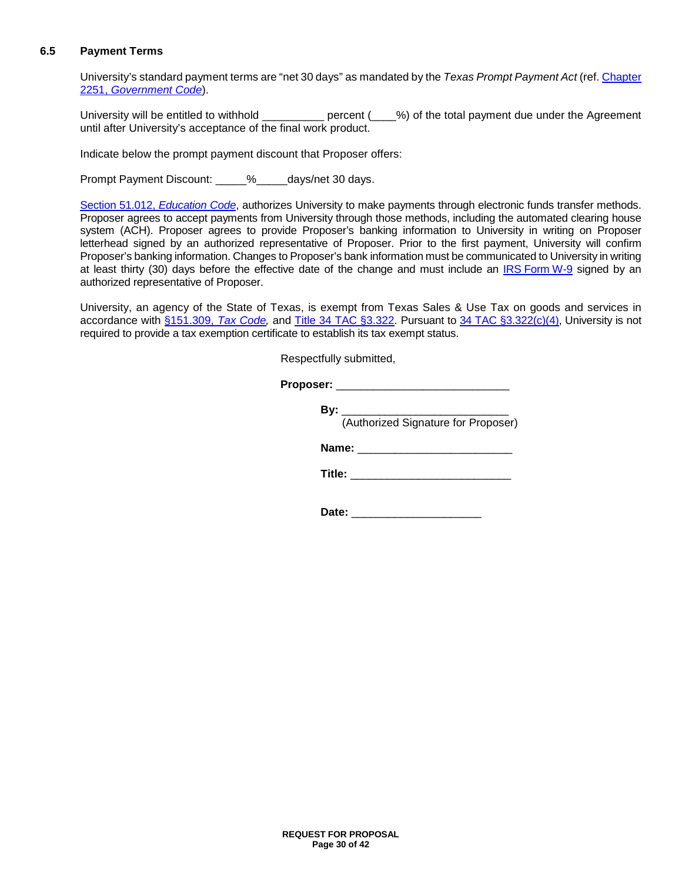### 6.5 Payment Terms

University's standard payment terms are "net 30 days" as mandated by the *Texas Prompt Payment Act* (ref. Chapter 2251, *Government Code*).

University will be entitled to withhold __________ percent (____%) of the total payment due under the Agreement until after University's acceptance of the final work product.

Indicate below the prompt payment discount that Proposer offers:

Prompt Payment Discount: _____%_____days/net 30 days.

Section 51.012, *Education Code*, authorizes University to make payments through electronic funds transfer methods. Proposer agrees to accept payments from University through those methods, including the automated clearing house system (ACH). Proposer agrees to provide Proposer's banking information to University in writing on Proposer letterhead signed by an authorized representative of Proposer. Prior to the first payment, University will confirm Proposer's banking information. Changes to Proposer's bank information must be communicated to University in writing at least thirty (30) days before the effective date of the change and must include an IRS Form W-9 signed by an authorized representative of Proposer.

University, an agency of the State of Texas, is exempt from Texas Sales & Use Tax on goods and services in accordance with §151.309, *Tax Code,* and Title 34 TAC §3.322. Pursuant to 34 TAC §3.322(c)(4), University is not required to provide a tax exemption certificate to establish its tax exempt status.

Respectfully submitted,

**Proposer:** ____________________________

**By:** ___________________________
(Authorized Signature for Proposer)

**Name:** _________________________

**Title:** __________________________

**Date:** _____________________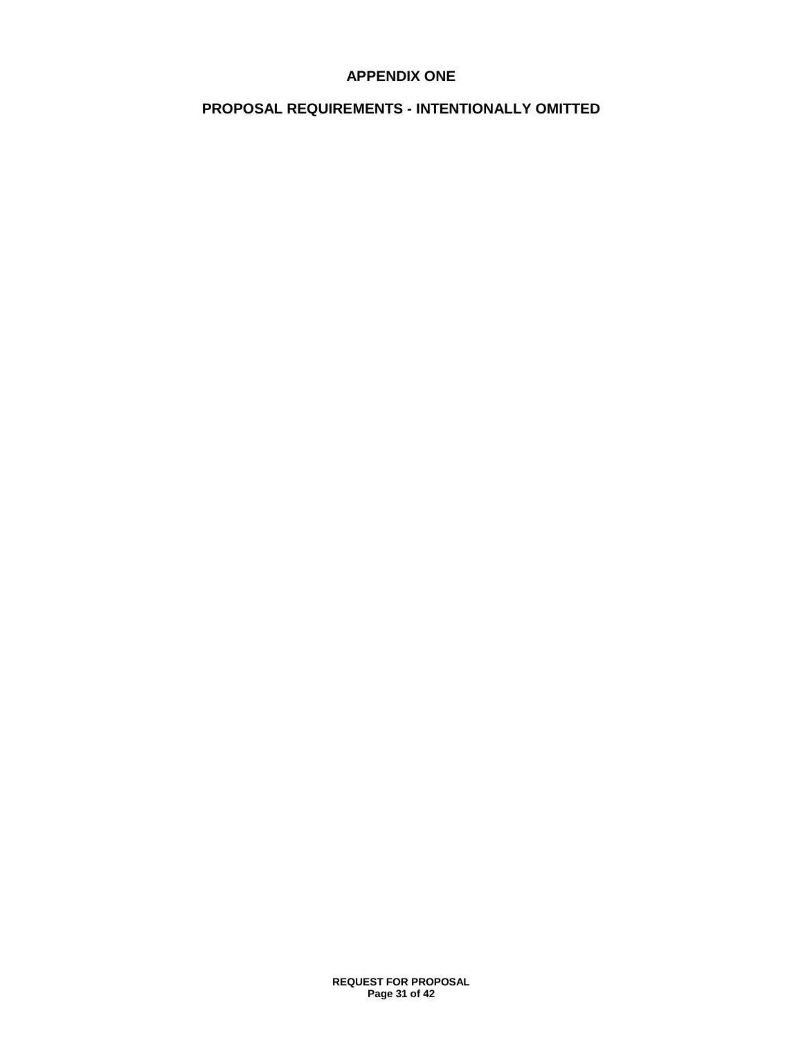# APPENDIX ONE

## PROPOSAL REQUIREMENTS - INTENTIONALLY OMITTED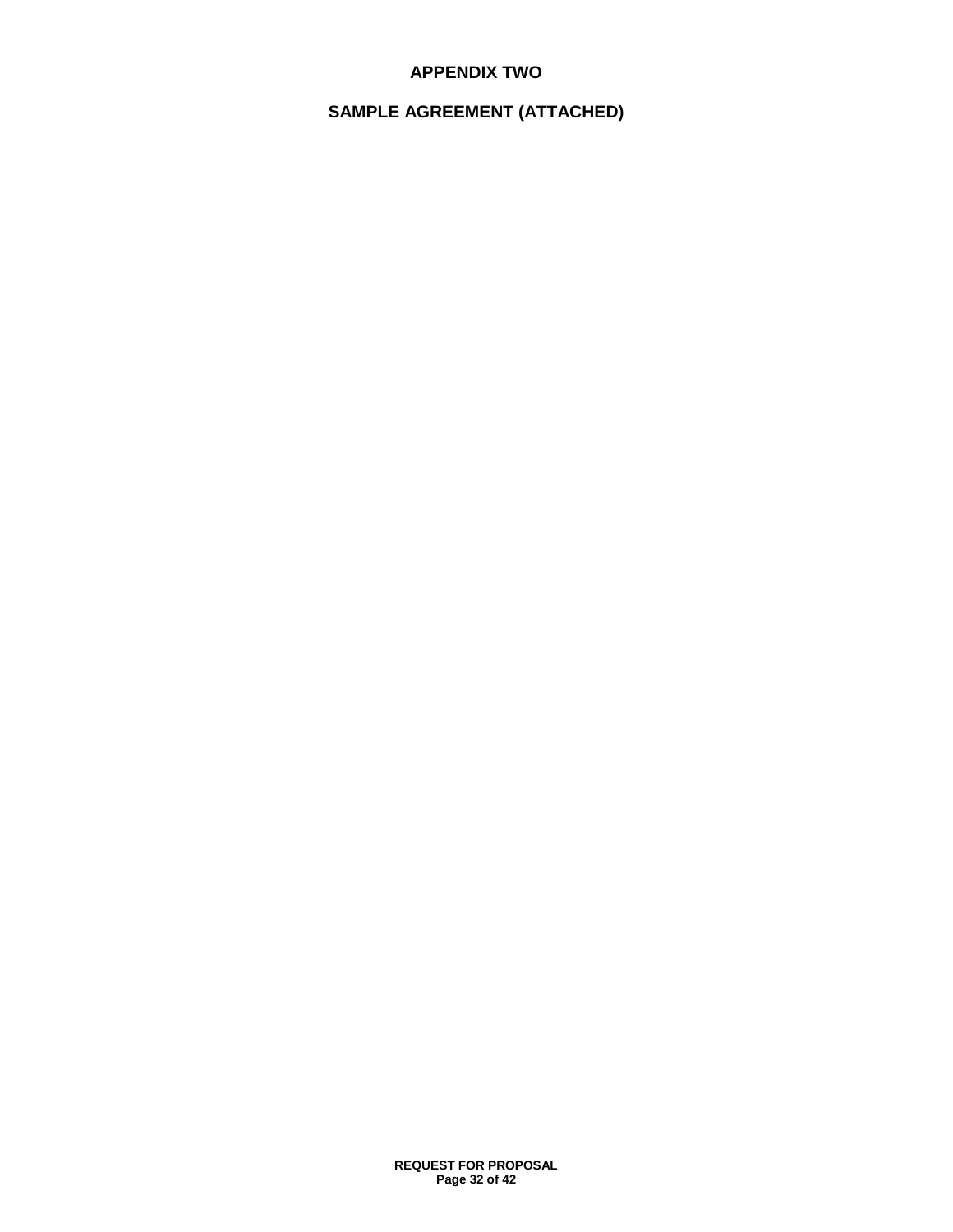# APPENDIX TWO

## SAMPLE AGREEMENT (ATTACHED)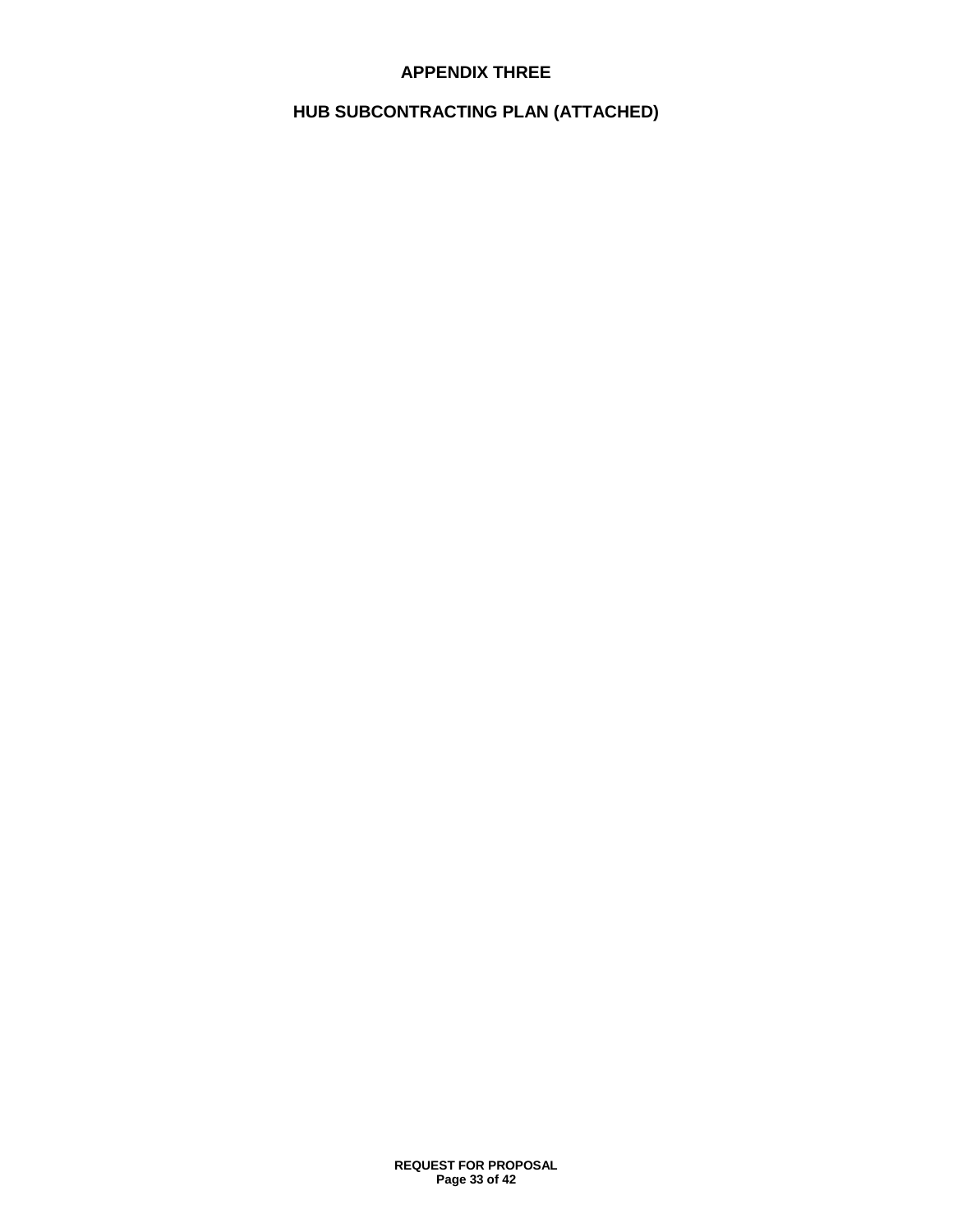# APPENDIX THREE

## HUB SUBCONTRACTING PLAN (ATTACHED)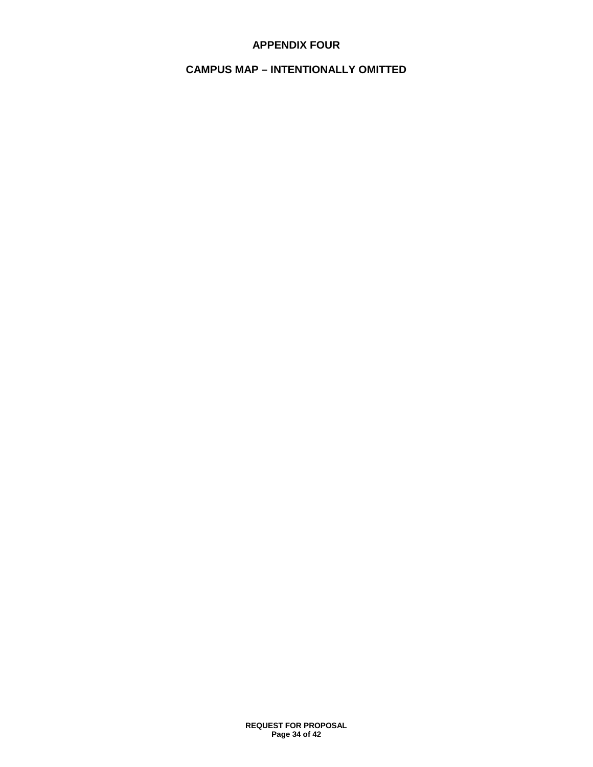# APPENDIX FOUR

## CAMPUS MAP – INTENTIONALLY OMITTED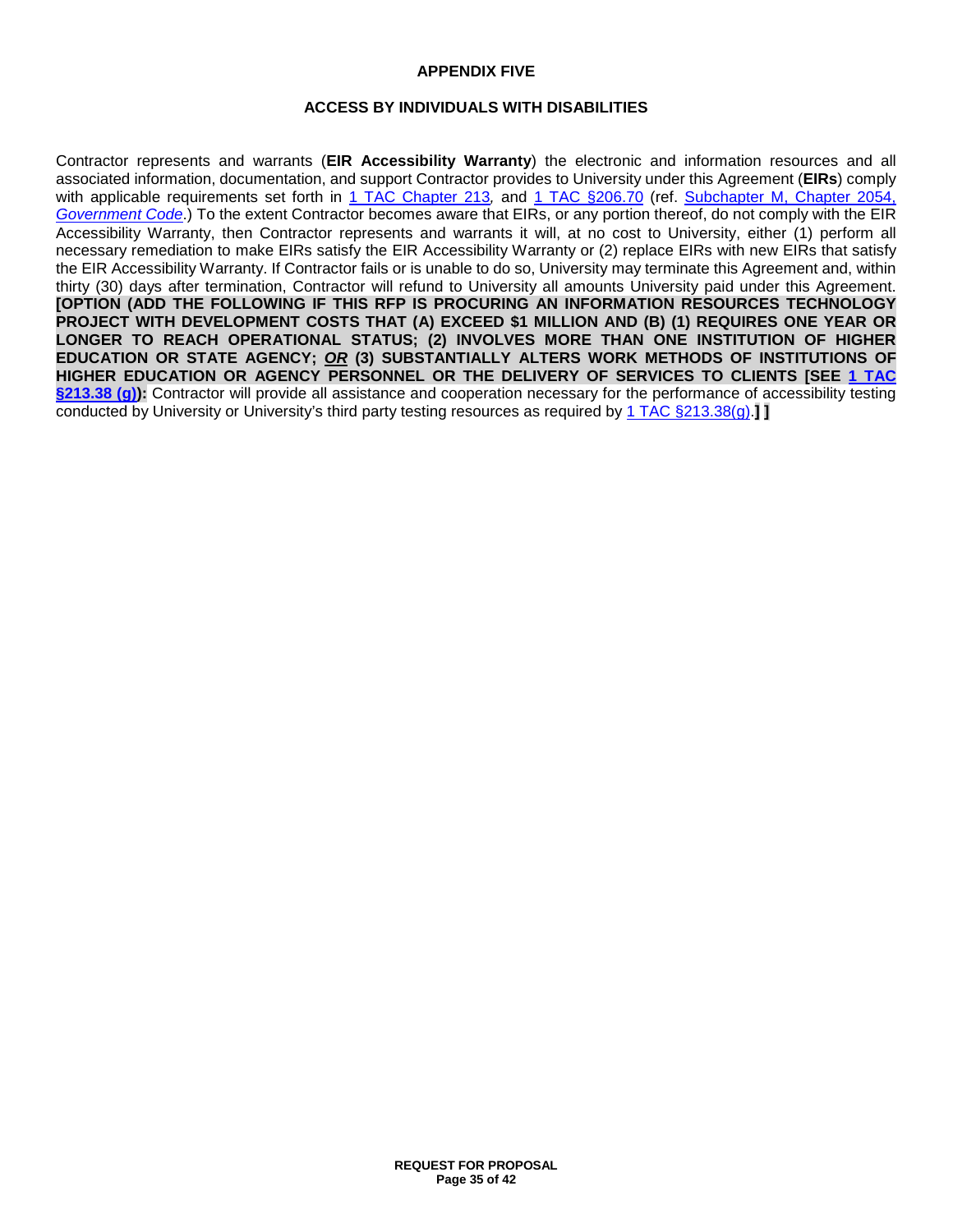# APPENDIX FIVE

## ACCESS BY INDIVIDUALS WITH DISABILITIES

Contractor represents and warrants (**EIR Accessibility Warranty**) the electronic and information resources and all associated information, documentation, and support Contractor provides to University under this Agreement (**EIRs**) comply with applicable requirements set forth in 1 TAC Chapter 213, and 1 TAC §206.70 (ref. Subchapter M, Chapter 2054, *Government Code*.) To the extent Contractor becomes aware that EIRs, or any portion thereof, do not comply with the EIR Accessibility Warranty, then Contractor represents and warrants it will, at no cost to University, either (1) perform all necessary remediation to make EIRs satisfy the EIR Accessibility Warranty or (2) replace EIRs with new EIRs that satisfy the EIR Accessibility Warranty. If Contractor fails or is unable to do so, University may terminate this Agreement and, within thirty (30) days after termination, Contractor will refund to University all amounts University paid under this Agreement. **[OPTION (ADD THE FOLLOWING IF THIS RFP IS PROCURING AN INFORMATION RESOURCES TECHNOLOGY PROJECT WITH DEVELOPMENT COSTS THAT (A) EXCEED $1 MILLION AND (B) (1) REQUIRES ONE YEAR OR LONGER TO REACH OPERATIONAL STATUS; (2) INVOLVES MORE THAN ONE INSTITUTION OF HIGHER EDUCATION OR STATE AGENCY; *OR* (3) SUBSTANTIALLY ALTERS WORK METHODS OF INSTITUTIONS OF HIGHER EDUCATION OR AGENCY PERSONNEL OR THE DELIVERY OF SERVICES TO CLIENTS [SEE 1 TAC §213.38 (g)):** Contractor will provide all assistance and cooperation necessary for the performance of accessibility testing conducted by University or University's third party testing resources as required by 1 TAC §213.38(g).**] ]**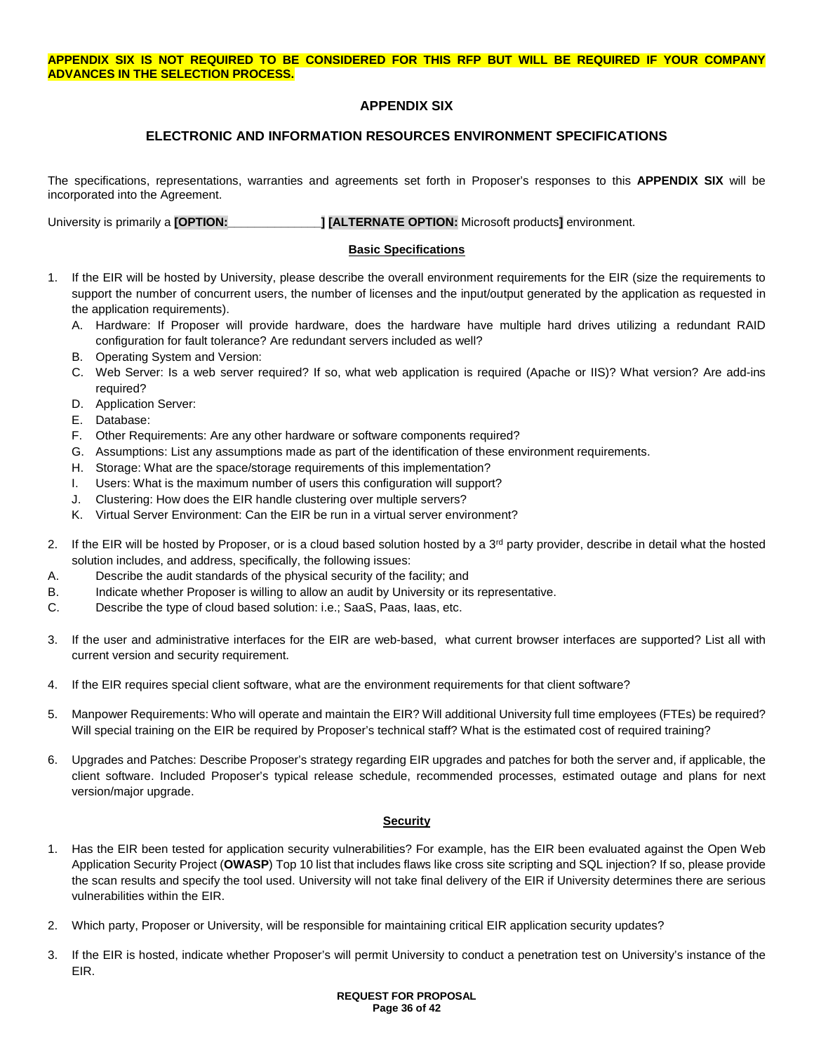**APPENDIX SIX IS NOT REQUIRED TO BE CONSIDERED FOR THIS RFP BUT WILL BE REQUIRED IF YOUR COMPANY ADVANCES IN THE SELECTION PROCESS.**

## APPENDIX SIX

## ELECTRONIC AND INFORMATION RESOURCES ENVIRONMENT SPECIFICATIONS

The specifications, representations, warranties and agreements set forth in Proposer's responses to this **APPENDIX SIX** will be incorporated into the Agreement.

University is primarily a **[OPTION:** ______________ **] [ALTERNATE OPTION:** Microsoft products**]** environment.

### Basic Specifications

1. If the EIR will be hosted by University, please describe the overall environment requirements for the EIR (size the requirements to support the number of concurrent users, the number of licenses and the input/output generated by the application as requested in the application requirements).
   - A. Hardware: If Proposer will provide hardware, does the hardware have multiple hard drives utilizing a redundant RAID configuration for fault tolerance? Are redundant servers included as well?
   - B. Operating System and Version:
   - C. Web Server: Is a web server required? If so, what web application is required (Apache or IIS)? What version? Are add-ins required?
   - D. Application Server:
   - E. Database:
   - F. Other Requirements: Are any other hardware or software components required?
   - G. Assumptions: List any assumptions made as part of the identification of these environment requirements.
   - H. Storage: What are the space/storage requirements of this implementation?
   - I. Users: What is the maximum number of users this configuration will support?
   - J. Clustering: How does the EIR handle clustering over multiple servers?
   - K. Virtual Server Environment: Can the EIR be run in a virtual server environment?

2. If the EIR will be hosted by Proposer, or is a cloud based solution hosted by a 3rd party provider, describe in detail what the hosted solution includes, and address, specifically, the following issues:
   - A. Describe the audit standards of the physical security of the facility; and
   - B. Indicate whether Proposer is willing to allow an audit by University or its representative.
   - C. Describe the type of cloud based solution: i.e.; SaaS, Paas, Iaas, etc.

3. If the user and administrative interfaces for the EIR are web-based, what current browser interfaces are supported? List all with current version and security requirement.

4. If the EIR requires special client software, what are the environment requirements for that client software?

5. Manpower Requirements: Who will operate and maintain the EIR? Will additional University full time employees (FTEs) be required? Will special training on the EIR be required by Proposer's technical staff? What is the estimated cost of required training?

6. Upgrades and Patches: Describe Proposer's strategy regarding EIR upgrades and patches for both the server and, if applicable, the client software. Included Proposer's typical release schedule, recommended processes, estimated outage and plans for next version/major upgrade.

### Security

1. Has the EIR been tested for application security vulnerabilities? For example, has the EIR been evaluated against the Open Web Application Security Project (**OWASP**) Top 10 list that includes flaws like cross site scripting and SQL injection? If so, please provide the scan results and specify the tool used. University will not take final delivery of the EIR if University determines there are serious vulnerabilities within the EIR.

2. Which party, Proposer or University, will be responsible for maintaining critical EIR application security updates?

3. If the EIR is hosted, indicate whether Proposer's will permit University to conduct a penetration test on University's instance of the EIR.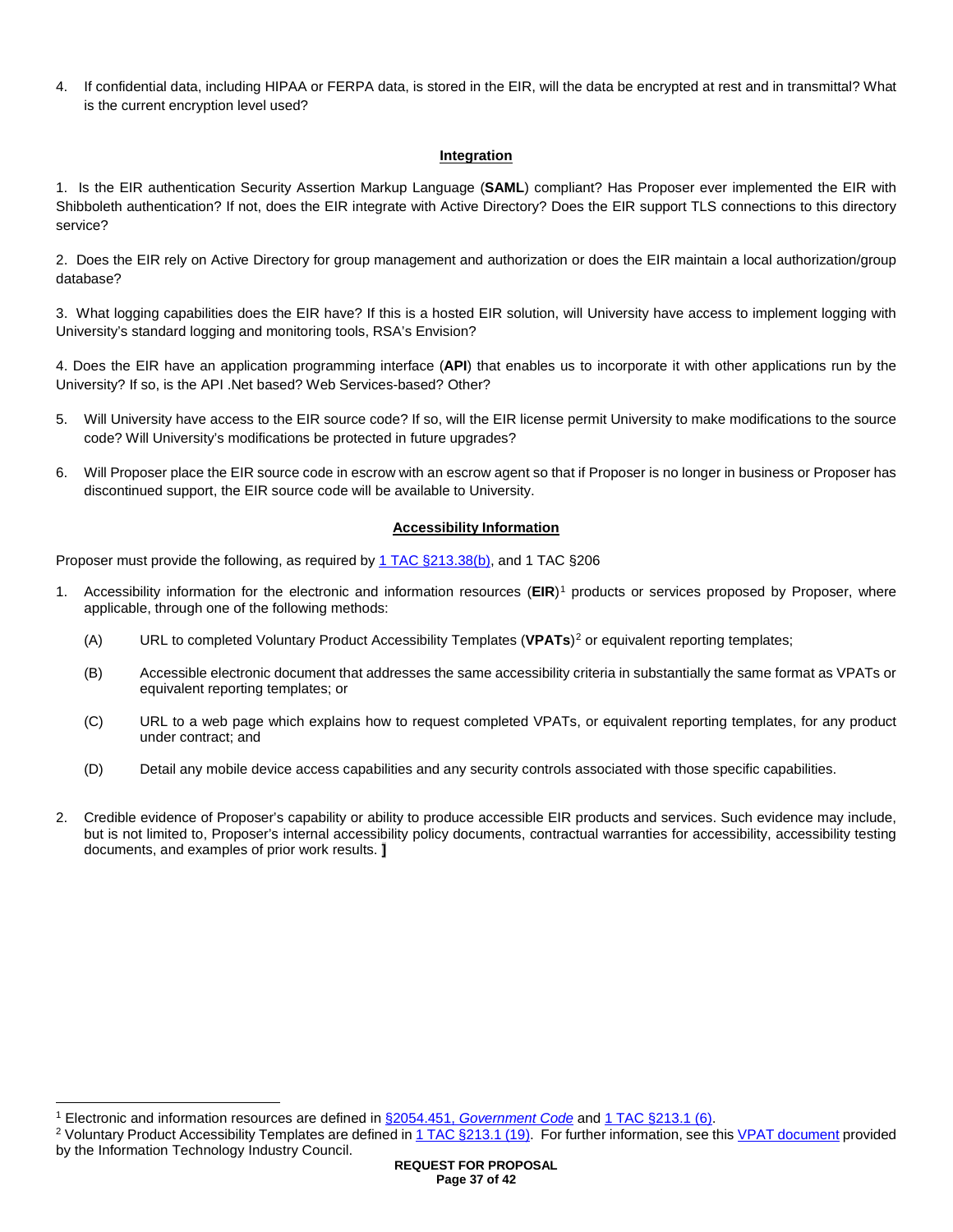4. If confidential data, including HIPAA or FERPA data, is stored in the EIR, will the data be encrypted at rest and in transmittal? What is the current encryption level used?

**Integration**

1. Is the EIR authentication Security Assertion Markup Language (**SAML**) compliant? Has Proposer ever implemented the EIR with Shibboleth authentication? If not, does the EIR integrate with Active Directory? Does the EIR support TLS connections to this directory service?

2. Does the EIR rely on Active Directory for group management and authorization or does the EIR maintain a local authorization/group database?

3. What logging capabilities does the EIR have? If this is a hosted EIR solution, will University have access to implement logging with University's standard logging and monitoring tools, RSA's Envision?

4. Does the EIR have an application programming interface (**API**) that enables us to incorporate it with other applications run by the University? If so, is the API .Net based? Web Services-based? Other?

5. Will University have access to the EIR source code? If so, will the EIR license permit University to make modifications to the source code? Will University's modifications be protected in future upgrades?

6. Will Proposer place the EIR source code in escrow with an escrow agent so that if Proposer is no longer in business or Proposer has discontinued support, the EIR source code will be available to University.

**Accessibility Information**

Proposer must provide the following, as required by 1 TAC §213.38(b), and 1 TAC §206

1. Accessibility information for the electronic and information resources (**EIR**)[1] products or services proposed by Proposer, where applicable, through one of the following methods:

   (A) URL to completed Voluntary Product Accessibility Templates (**VPATs**)[2] or equivalent reporting templates;

   (B) Accessible electronic document that addresses the same accessibility criteria in substantially the same format as VPATs or equivalent reporting templates; or

   (C) URL to a web page which explains how to request completed VPATs, or equivalent reporting templates, for any product under contract; and

   (D) Detail any mobile device access capabilities and any security controls associated with those specific capabilities.

2. Credible evidence of Proposer's capability or ability to produce accessible EIR products and services. Such evidence may include, but is not limited to, Proposer's internal accessibility policy documents, contractual warranties for accessibility, accessibility testing documents, and examples of prior work results. ]

[1] Electronic and information resources are defined in §2054.451, *Government Code* and 1 TAC §213.1 (6).

[2] Voluntary Product Accessibility Templates are defined in 1 TAC §213.1 (19). For further information, see this VPAT document provided by the Information Technology Industry Council.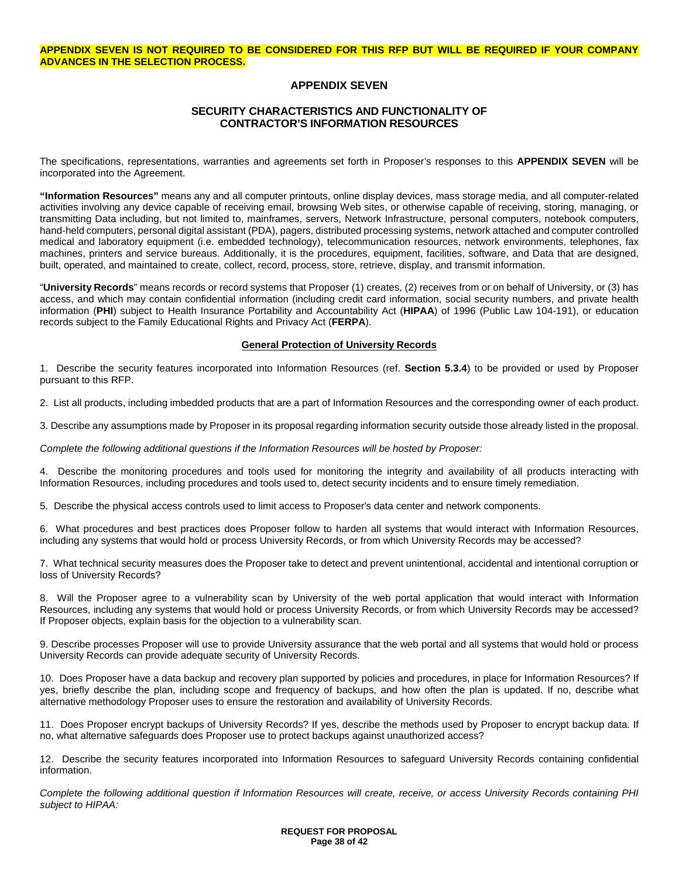**APPENDIX SEVEN IS NOT REQUIRED TO BE CONSIDERED FOR THIS RFP BUT WILL BE REQUIRED IF YOUR COMPANY ADVANCES IN THE SELECTION PROCESS.**

# APPENDIX SEVEN

## SECURITY CHARACTERISTICS AND FUNCTIONALITY OF CONTRACTOR'S INFORMATION RESOURCES

The specifications, representations, warranties and agreements set forth in Proposer's responses to this **APPENDIX SEVEN** will be incorporated into the Agreement.

**"Information Resources"** means any and all computer printouts, online display devices, mass storage media, and all computer-related activities involving any device capable of receiving email, browsing Web sites, or otherwise capable of receiving, storing, managing, or transmitting Data including, but not limited to, mainframes, servers, Network Infrastructure, personal computers, notebook computers, hand-held computers, personal digital assistant (PDA), pagers, distributed processing systems, network attached and computer controlled medical and laboratory equipment (i.e. embedded technology), telecommunication resources, network environments, telephones, fax machines, printers and service bureaus. Additionally, it is the procedures, equipment, facilities, software, and Data that are designed, built, operated, and maintained to create, collect, record, process, store, retrieve, display, and transmit information.

"**University Records**" means records or record systems that Proposer (1) creates, (2) receives from or on behalf of University, or (3) has access, and which may contain confidential information (including credit card information, social security numbers, and private health information (**PHI**) subject to Health Insurance Portability and Accountability Act (**HIPAA**) of 1996 (Public Law 104-191), or education records subject to the Family Educational Rights and Privacy Act (**FERPA**).

### General Protection of University Records

1. Describe the security features incorporated into Information Resources (ref. **Section 5.3.4**) to be provided or used by Proposer pursuant to this RFP.

2. List all products, including imbedded products that are a part of Information Resources and the corresponding owner of each product.

3. Describe any assumptions made by Proposer in its proposal regarding information security outside those already listed in the proposal.

*Complete the following additional questions if the Information Resources will be hosted by Proposer:*

4. Describe the monitoring procedures and tools used for monitoring the integrity and availability of all products interacting with Information Resources, including procedures and tools used to, detect security incidents and to ensure timely remediation.

5. Describe the physical access controls used to limit access to Proposer's data center and network components.

6. What procedures and best practices does Proposer follow to harden all systems that would interact with Information Resources, including any systems that would hold or process University Records, or from which University Records may be accessed?

7. What technical security measures does the Proposer take to detect and prevent unintentional, accidental and intentional corruption or loss of University Records?

8. Will the Proposer agree to a vulnerability scan by University of the web portal application that would interact with Information Resources, including any systems that would hold or process University Records, or from which University Records may be accessed? If Proposer objects, explain basis for the objection to a vulnerability scan.

9. Describe processes Proposer will use to provide University assurance that the web portal and all systems that would hold or process University Records can provide adequate security of University Records.

10. Does Proposer have a data backup and recovery plan supported by policies and procedures, in place for Information Resources? If yes, briefly describe the plan, including scope and frequency of backups, and how often the plan is updated. If no, describe what alternative methodology Proposer uses to ensure the restoration and availability of University Records.

11. Does Proposer encrypt backups of University Records? If yes, describe the methods used by Proposer to encrypt backup data. If no, what alternative safeguards does Proposer use to protect backups against unauthorized access?

12. Describe the security features incorporated into Information Resources to safeguard University Records containing confidential information.

*Complete the following additional question if Information Resources will create, receive, or access University Records containing PHI subject to HIPAA:*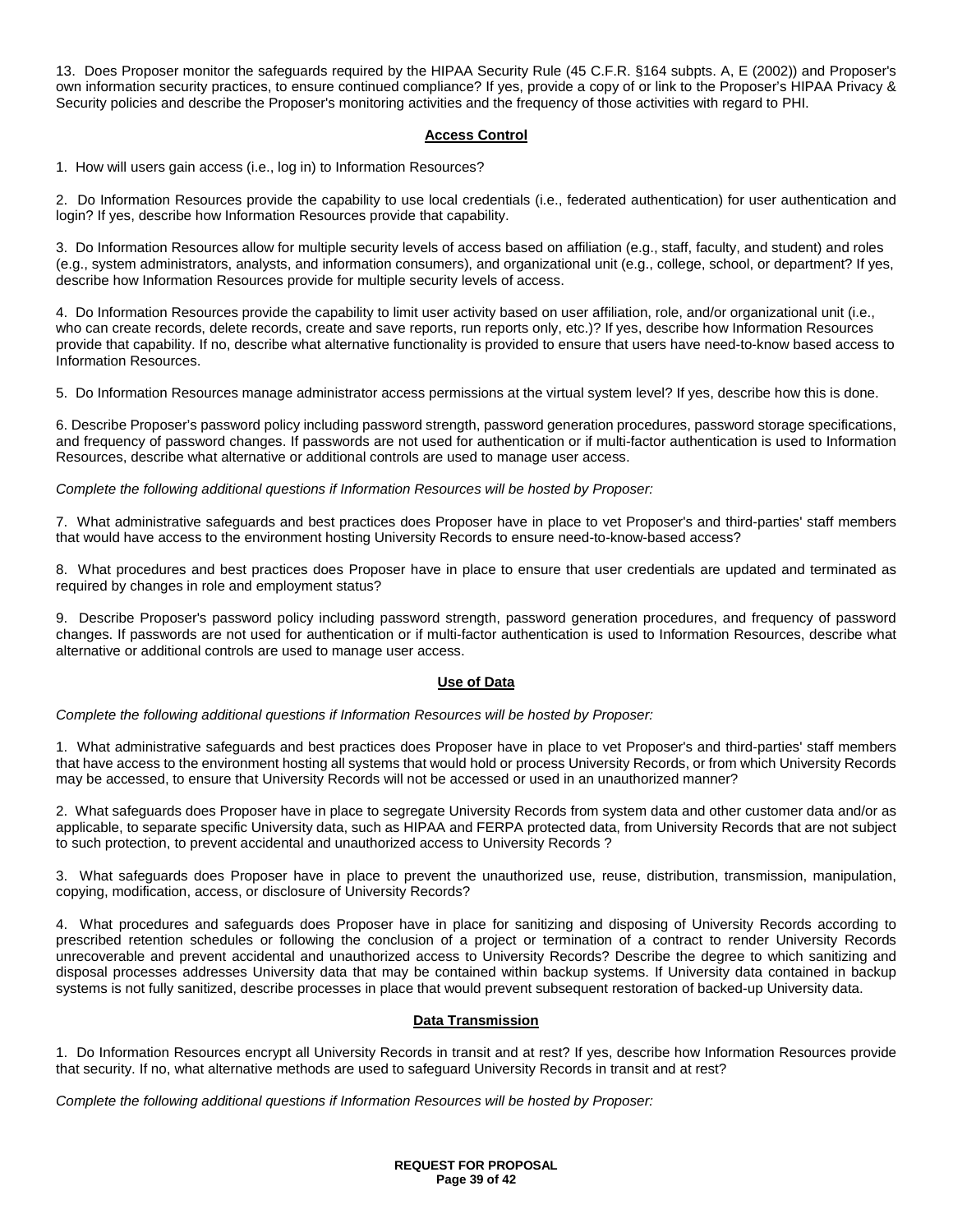13. Does Proposer monitor the safeguards required by the HIPAA Security Rule (45 C.F.R. §164 subpts. A, E (2002)) and Proposer's own information security practices, to ensure continued compliance? If yes, provide a copy of or link to the Proposer's HIPAA Privacy & Security policies and describe the Proposer's monitoring activities and the frequency of those activities with regard to PHI.

## Access Control

1. How will users gain access (i.e., log in) to Information Resources?

2. Do Information Resources provide the capability to use local credentials (i.e., federated authentication) for user authentication and login? If yes, describe how Information Resources provide that capability.

3. Do Information Resources allow for multiple security levels of access based on affiliation (e.g., staff, faculty, and student) and roles (e.g., system administrators, analysts, and information consumers), and organizational unit (e.g., college, school, or department? If yes, describe how Information Resources provide for multiple security levels of access.

4. Do Information Resources provide the capability to limit user activity based on user affiliation, role, and/or organizational unit (i.e., who can create records, delete records, create and save reports, run reports only, etc.)? If yes, describe how Information Resources provide that capability. If no, describe what alternative functionality is provided to ensure that users have need-to-know based access to Information Resources.

5. Do Information Resources manage administrator access permissions at the virtual system level? If yes, describe how this is done.

6. Describe Proposer's password policy including password strength, password generation procedures, password storage specifications, and frequency of password changes. If passwords are not used for authentication or if multi-factor authentication is used to Information Resources, describe what alternative or additional controls are used to manage user access.

*Complete the following additional questions if Information Resources will be hosted by Proposer:*

7. What administrative safeguards and best practices does Proposer have in place to vet Proposer's and third-parties' staff members that would have access to the environment hosting University Records to ensure need-to-know-based access?

8. What procedures and best practices does Proposer have in place to ensure that user credentials are updated and terminated as required by changes in role and employment status?

9. Describe Proposer's password policy including password strength, password generation procedures, and frequency of password changes. If passwords are not used for authentication or if multi-factor authentication is used to Information Resources, describe what alternative or additional controls are used to manage user access.

## Use of Data

*Complete the following additional questions if Information Resources will be hosted by Proposer:*

1. What administrative safeguards and best practices does Proposer have in place to vet Proposer's and third-parties' staff members that have access to the environment hosting all systems that would hold or process University Records, or from which University Records may be accessed, to ensure that University Records will not be accessed or used in an unauthorized manner?

2. What safeguards does Proposer have in place to segregate University Records from system data and other customer data and/or as applicable, to separate specific University data, such as HIPAA and FERPA protected data, from University Records that are not subject to such protection, to prevent accidental and unauthorized access to University Records ?

3. What safeguards does Proposer have in place to prevent the unauthorized use, reuse, distribution, transmission, manipulation, copying, modification, access, or disclosure of University Records?

4. What procedures and safeguards does Proposer have in place for sanitizing and disposing of University Records according to prescribed retention schedules or following the conclusion of a project or termination of a contract to render University Records unrecoverable and prevent accidental and unauthorized access to University Records? Describe the degree to which sanitizing and disposal processes addresses University data that may be contained within backup systems. If University data contained in backup systems is not fully sanitized, describe processes in place that would prevent subsequent restoration of backed-up University data.

## Data Transmission

1. Do Information Resources encrypt all University Records in transit and at rest? If yes, describe how Information Resources provide that security. If no, what alternative methods are used to safeguard University Records in transit and at rest?

*Complete the following additional questions if Information Resources will be hosted by Proposer:*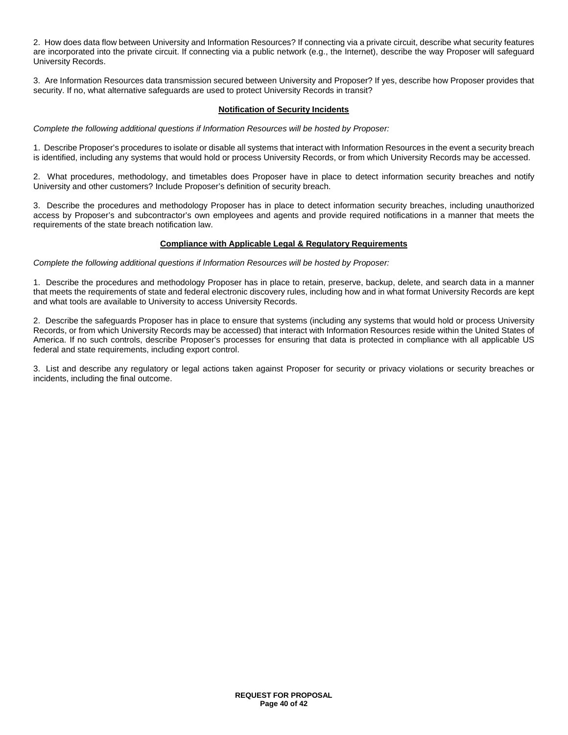2. How does data flow between University and Information Resources? If connecting via a private circuit, describe what security features are incorporated into the private circuit. If connecting via a public network (e.g., the Internet), describe the way Proposer will safeguard University Records.

3. Are Information Resources data transmission secured between University and Proposer? If yes, describe how Proposer provides that security. If no, what alternative safeguards are used to protect University Records in transit?

### Notification of Security Incidents

*Complete the following additional questions if Information Resources will be hosted by Proposer:*

1. Describe Proposer's procedures to isolate or disable all systems that interact with Information Resources in the event a security breach is identified, including any systems that would hold or process University Records, or from which University Records may be accessed.

2. What procedures, methodology, and timetables does Proposer have in place to detect information security breaches and notify University and other customers? Include Proposer's definition of security breach.

3. Describe the procedures and methodology Proposer has in place to detect information security breaches, including unauthorized access by Proposer's and subcontractor's own employees and agents and provide required notifications in a manner that meets the requirements of the state breach notification law.

### Compliance with Applicable Legal & Regulatory Requirements

*Complete the following additional questions if Information Resources will be hosted by Proposer:*

1. Describe the procedures and methodology Proposer has in place to retain, preserve, backup, delete, and search data in a manner that meets the requirements of state and federal electronic discovery rules, including how and in what format University Records are kept and what tools are available to University to access University Records.

2. Describe the safeguards Proposer has in place to ensure that systems (including any systems that would hold or process University Records, or from which University Records may be accessed) that interact with Information Resources reside within the United States of America. If no such controls, describe Proposer's processes for ensuring that data is protected in compliance with all applicable US federal and state requirements, including export control.

3. List and describe any regulatory or legal actions taken against Proposer for security or privacy violations or security breaches or incidents, including the final outcome.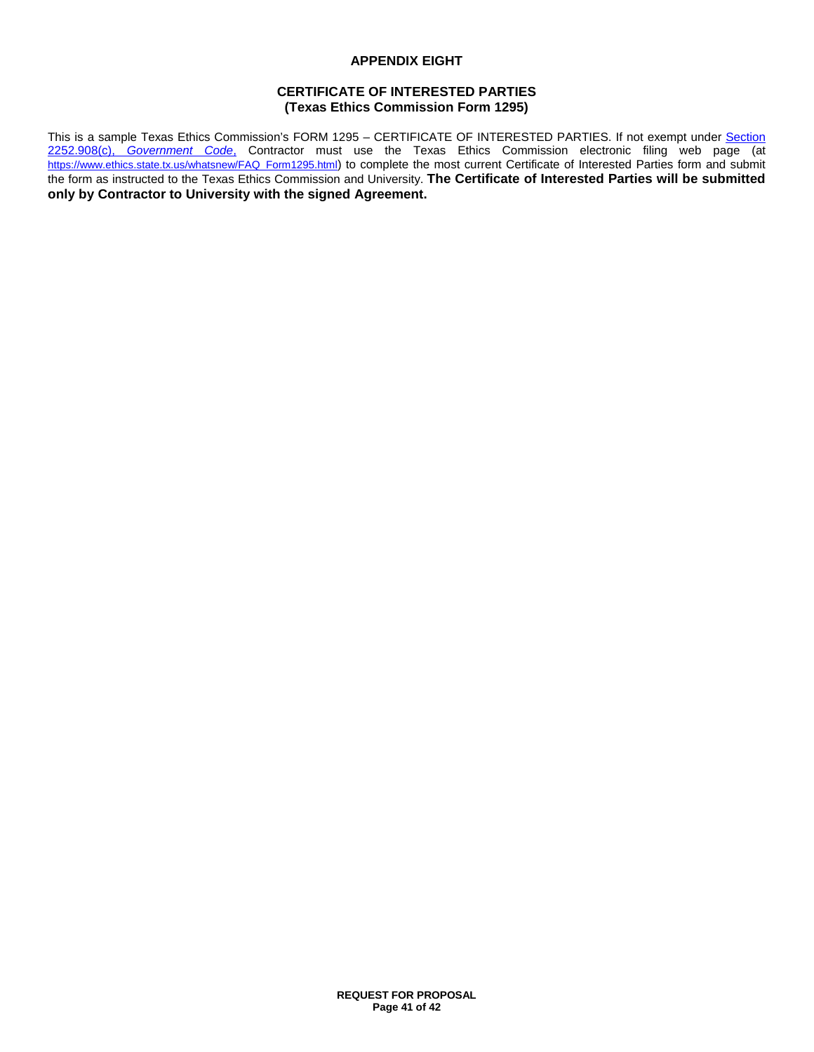## APPENDIX EIGHT

### CERTIFICATE OF INTERESTED PARTIES
### (Texas Ethics Commission Form 1295)

This is a sample Texas Ethics Commission's FORM 1295 – CERTIFICATE OF INTERESTED PARTIES. If not exempt under [Section 2252.908(c), *Government Code*,] Contractor must use the Texas Ethics Commission electronic filing web page (at https://www.ethics.state.tx.us/whatsnew/FAQ_Form1295.html) to complete the most current Certificate of Interested Parties form and submit the form as instructed to the Texas Ethics Commission and University. **The Certificate of Interested Parties will be submitted only by Contractor to University with the signed Agreement.**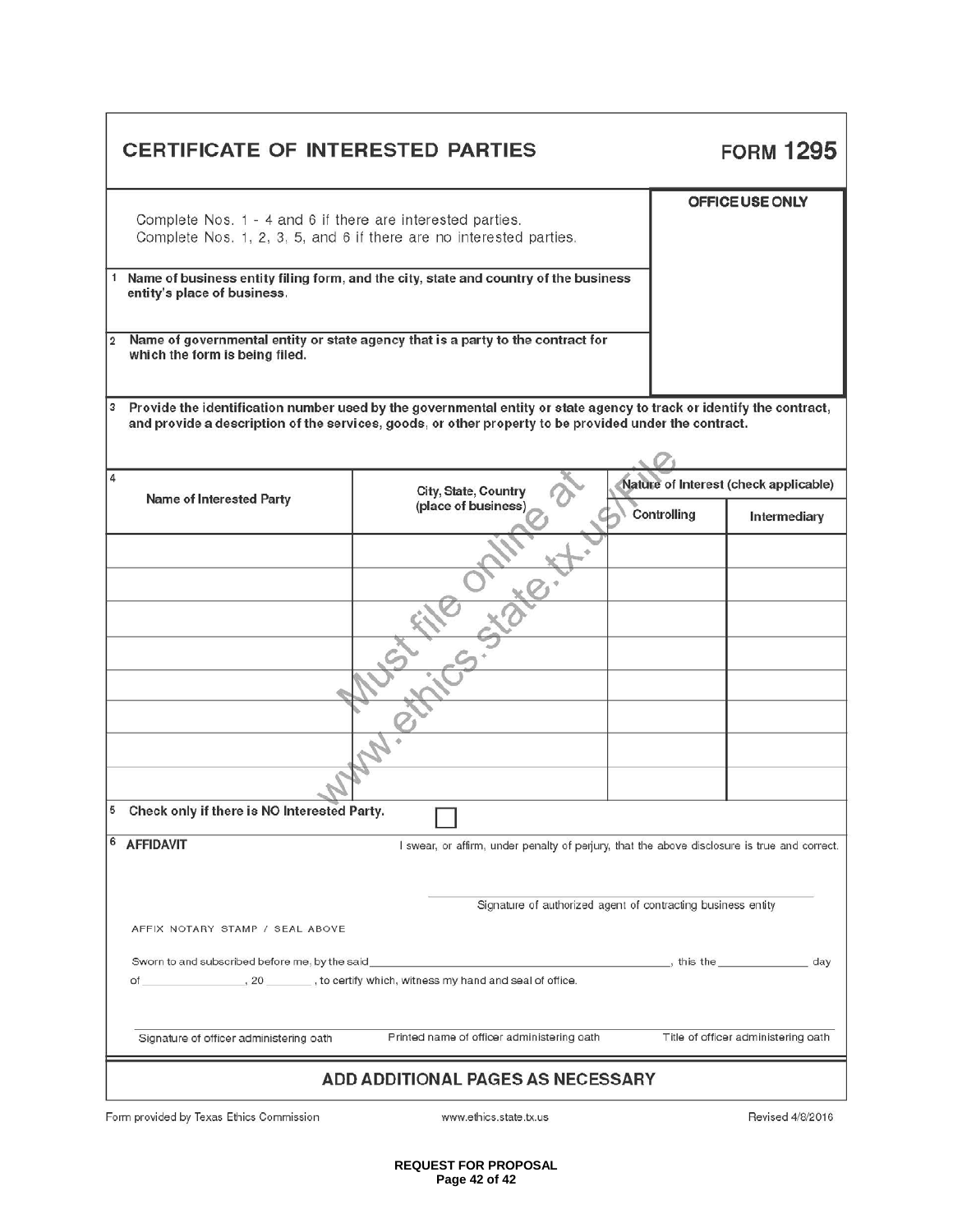# CERTIFICATE OF INTERESTED PARTIES

**FORM 1295**

Complete Nos. 1 - 4 and 6 if there are interested parties.
Complete Nos. 1, 2, 3, 5, and 6 if there are no interested parties.

**OFFICE USE ONLY**

**1** **Name of business entity filing form, and the city, state and country of the business entity's place of business.**

**2** **Name of governmental entity or state agency that is a party to the contract for which the form is being filed.**

**3** **Provide the identification number used by the governmental entity or state agency to track or identify the contract, and provide a description of the services, goods, or other property to be provided under the contract.**

**4**

| Name of Interested Party | City, State, Country (place of business) | Nature of Interest (check applicable) | |
|---|---|---|---|
| | | Controlling | Intermediary |
| | | | |
| | | | |
| | | | |
| | | | |
| | | | |
| | | | |
| | | | |
| | | | |

Must file online at www.ethics.state.tx.us/File

**5** **Check only if there is NO Interested Party.** ☐

**6** **AFFIDAVIT**

I swear, or affirm, under penalty of perjury, that the above disclosure is true and correct.

Signature of authorized agent of contracting business entity

AFFIX NOTARY STAMP / SEAL ABOVE

Sworn to and subscribed before me, by the said ______________________________, this the ____________ day of ______________, 20 ______, to certify which, witness my hand and seal of office.

Signature of officer administering oath | Printed name of officer administering oath | Title of officer administering oath

**ADD ADDITIONAL PAGES AS NECESSARY**

Form provided by Texas Ethics Commission | www.ethics.state.tx.us | Revised 4/8/2016

**REQUEST FOR PROPOSAL**